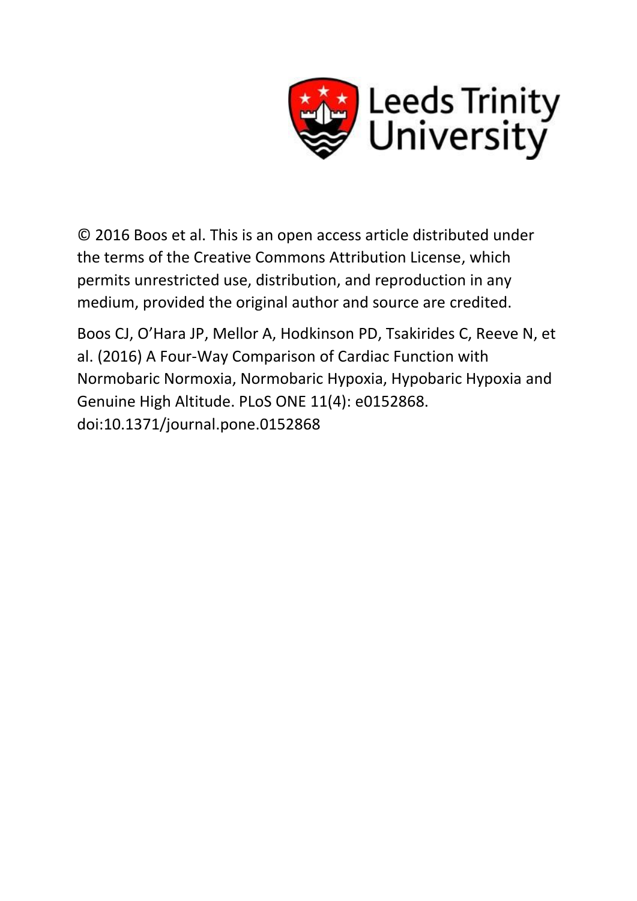Leeds Trinity University

© 2016 Boos et al. This is an open access article distributed under the terms of the Creative Commons Attribution License, which permits unrestricted use, distribution, and reproduction in any medium, provided the original author and source are credited.

Boos CJ, O'Hara JP, Mellor A, Hodkinson PD, Tsakirides C, Reeve N, et al. (2016) A Four-Way Comparison of Cardiac Function with Normobaric Normoxia, Normobaric Hypoxia, Hypobaric Hypoxia and Genuine High Altitude. PLoS ONE 11(4): e0152868. doi:10.1371/journal.pone.0152868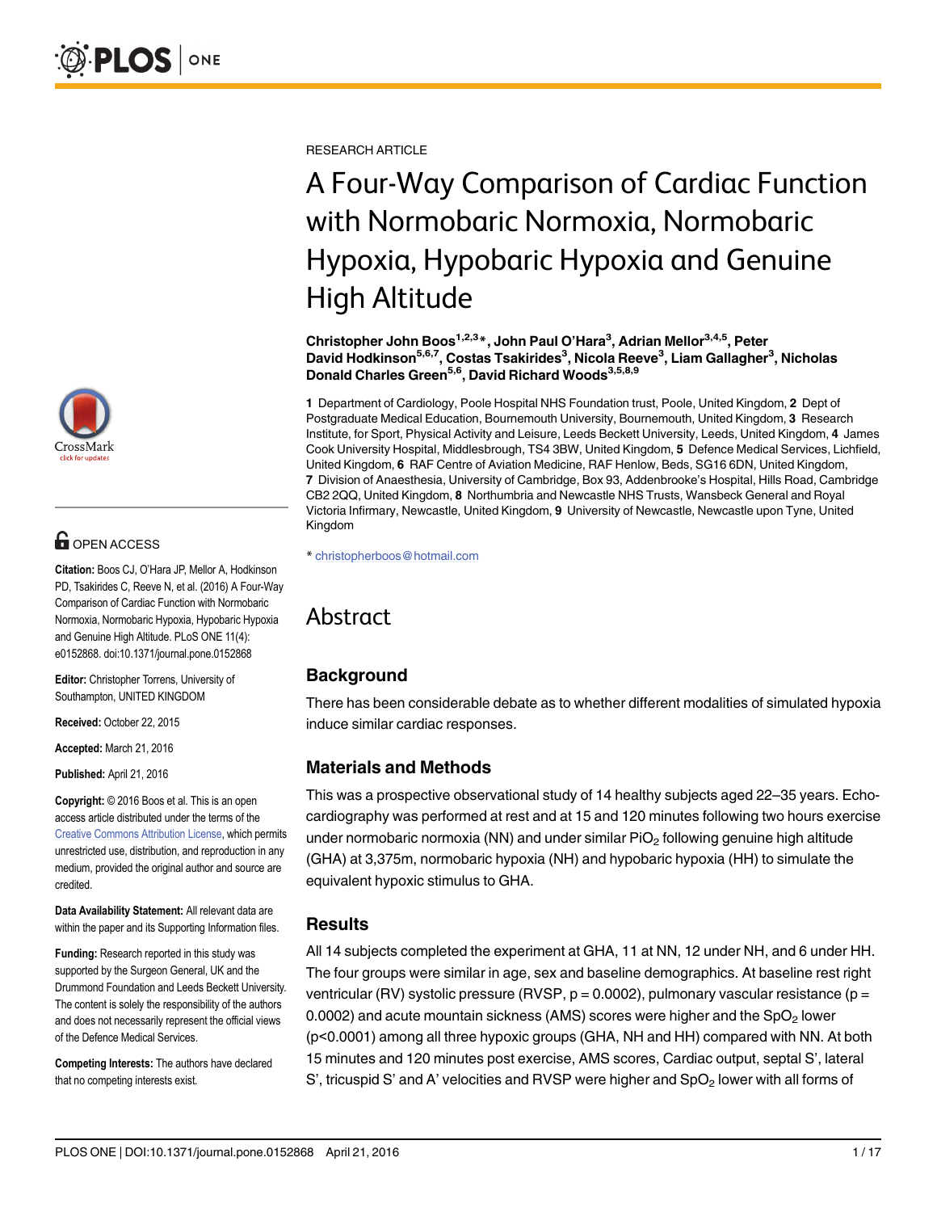RESEARCH ARTICLE

# A Four-Way Comparison of Cardiac Function with Normobaric Normoxia, Normobaric Hypoxia, Hypobaric Hypoxia and Genuine High Altitude

**Christopher John Boos[1,2,3]*, John Paul O'Hara[3], Adrian Mellor[3,4,5], Peter David Hodkinson[5,6,7], Costas Tsakirides[3], Nicola Reeve[3], Liam Gallagher[3], Nicholas Donald Charles Green[5,6], David Richard Woods[3,5,8,9]**

**1** Department of Cardiology, Poole Hospital NHS Foundation trust, Poole, United Kingdom, **2** Dept of Postgraduate Medical Education, Bournemouth University, Bournemouth, United Kingdom, **3** Research Institute, for Sport, Physical Activity and Leisure, Leeds Beckett University, Leeds, United Kingdom, **4** James Cook University Hospital, Middlesbrough, TS4 3BW, United Kingdom, **5** Defence Medical Services, Lichfield, United Kingdom, **6** RAF Centre of Aviation Medicine, RAF Henlow, Beds, SG16 6DN, United Kingdom, **7** Division of Anaesthesia, University of Cambridge, Box 93, Addenbrooke's Hospital, Hills Road, Cambridge CB2 2QQ, United Kingdom, **8** Northumbria and Newcastle NHS Trusts, Wansbeck General and Royal Victoria Infirmary, Newcastle, United Kingdom, **9** University of Newcastle, Newcastle upon Tyne, United Kingdom

* christopherboos@hotmail.com

OPEN ACCESS

**Citation:** Boos CJ, O'Hara JP, Mellor A, Hodkinson PD, Tsakirides C, Reeve N, et al. (2016) A Four-Way Comparison of Cardiac Function with Normobaric Normoxia, Normobaric Hypoxia, Hypobaric Hypoxia and Genuine High Altitude. PLoS ONE 11(4): e0152868. doi:10.1371/journal.pone.0152868

**Editor:** Christopher Torrens, University of Southampton, UNITED KINGDOM

**Received:** October 22, 2015

**Accepted:** March 21, 2016

**Published:** April 21, 2016

**Copyright:** © 2016 Boos et al. This is an open access article distributed under the terms of the Creative Commons Attribution License, which permits unrestricted use, distribution, and reproduction in any medium, provided the original author and source are credited.

**Data Availability Statement:** All relevant data are within the paper and its Supporting Information files.

**Funding:** Research reported in this study was supported by the Surgeon General, UK and the Drummond Foundation and Leeds Beckett University. The content is solely the responsibility of the authors and does not necessarily represent the official views of the Defence Medical Services.

**Competing Interests:** The authors have declared that no competing interests exist.

# Abstract

## Background

There has been considerable debate as to whether different modalities of simulated hypoxia induce similar cardiac responses.

## Materials and Methods

This was a prospective observational study of 14 healthy subjects aged 22–35 years. Echocardiography was performed at rest and at 15 and 120 minutes following two hours exercise under normobaric normoxia (NN) and under similar $PiO_2$ following genuine high altitude (GHA) at 3,375m, normobaric hypoxia (NH) and hypobaric hypoxia (HH) to simulate the equivalent hypoxic stimulus to GHA.

## Results

All 14 subjects completed the experiment at GHA, 11 at NN, 12 under NH, and 6 under HH. The four groups were similar in age, sex and baseline demographics. At baseline rest right ventricular (RV) systolic pressure (RVSP, p = 0.0002), pulmonary vascular resistance (p = 0.0002) and acute mountain sickness (AMS) scores were higher and the $SpO_2$ lower (p<0.0001) among all three hypoxic groups (GHA, NH and HH) compared with NN. At both 15 minutes and 120 minutes post exercise, AMS scores, Cardiac output, septal S', lateral S', tricuspid S' and A' velocities and RVSP were higher and $SpO_2$ lower with all forms of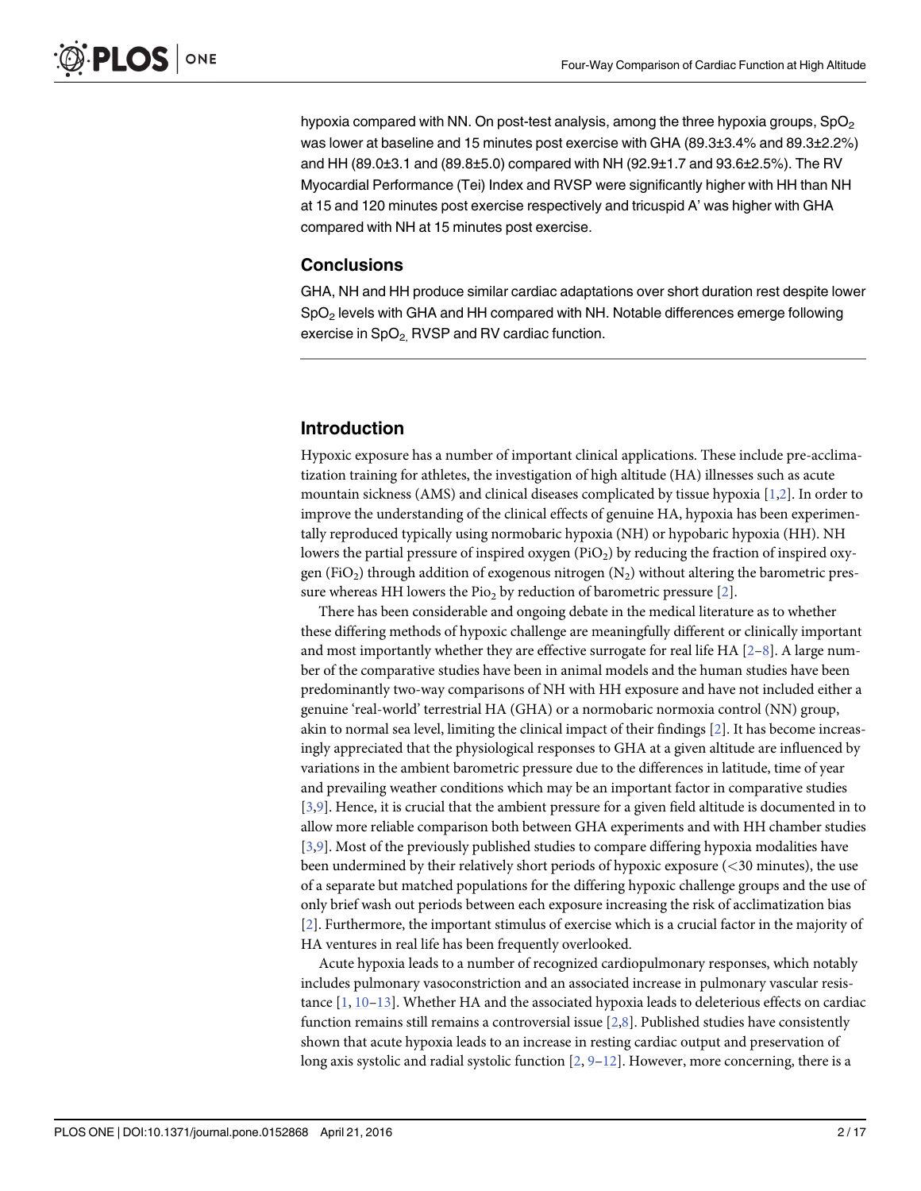hypoxia compared with NN. On post-test analysis, among the three hypoxia groups, $SpO_2$ was lower at baseline and 15 minutes post exercise with GHA (89.3±3.4% and 89.3±2.2%) and HH (89.0±3.1 and (89.8±5.0) compared with NH (92.9±1.7 and 93.6±2.5%). The RV Myocardial Performance (Tei) Index and RVSP were significantly higher with HH than NH at 15 and 120 minutes post exercise respectively and tricuspid A' was higher with GHA compared with NH at 15 minutes post exercise.

## Conclusions

GHA, NH and HH produce similar cardiac adaptations over short duration rest despite lower $SpO_2$ levels with GHA and HH compared with NH. Notable differences emerge following exercise in $SpO_2$, RVSP and RV cardiac function.

## Introduction

Hypoxic exposure has a number of important clinical applications. These include pre-acclimatization training for athletes, the investigation of high altitude (HA) illnesses such as acute mountain sickness (AMS) and clinical diseases complicated by tissue hypoxia [1,2]. In order to improve the understanding of the clinical effects of genuine HA, hypoxia has been experimentally reproduced typically using normobaric hypoxia (NH) or hypobaric hypoxia (HH). NH lowers the partial pressure of inspired oxygen ($PiO_2$) by reducing the fraction of inspired oxygen ($FiO_2$) through addition of exogenous nitrogen ($N_2$) without altering the barometric pressure whereas HH lowers the $Pio_2$ by reduction of barometric pressure [2].

There has been considerable and ongoing debate in the medical literature as to whether these differing methods of hypoxic challenge are meaningfully different or clinically important and most importantly whether they are effective surrogate for real life HA [2–8]. A large number of the comparative studies have been in animal models and the human studies have been predominantly two-way comparisons of NH with HH exposure and have not included either a genuine 'real-world' terrestrial HA (GHA) or a normobaric normoxia control (NN) group, akin to normal sea level, limiting the clinical impact of their findings [2]. It has become increasingly appreciated that the physiological responses to GHA at a given altitude are influenced by variations in the ambient barometric pressure due to the differences in latitude, time of year and prevailing weather conditions which may be an important factor in comparative studies [3,9]. Hence, it is crucial that the ambient pressure for a given field altitude is documented in to allow more reliable comparison both between GHA experiments and with HH chamber studies [3,9]. Most of the previously published studies to compare differing hypoxia modalities have been undermined by their relatively short periods of hypoxic exposure (<30 minutes), the use of a separate but matched populations for the differing hypoxic challenge groups and the use of only brief wash out periods between each exposure increasing the risk of acclimatization bias [2]. Furthermore, the important stimulus of exercise which is a crucial factor in the majority of HA ventures in real life has been frequently overlooked.

Acute hypoxia leads to a number of recognized cardiopulmonary responses, which notably includes pulmonary vasoconstriction and an associated increase in pulmonary vascular resistance [1, 10–13]. Whether HA and the associated hypoxia leads to deleterious effects on cardiac function remains still remains a controversial issue [2,8]. Published studies have consistently shown that acute hypoxia leads to an increase in resting cardiac output and preservation of long axis systolic and radial systolic function [2, 9–12]. However, more concerning, there is a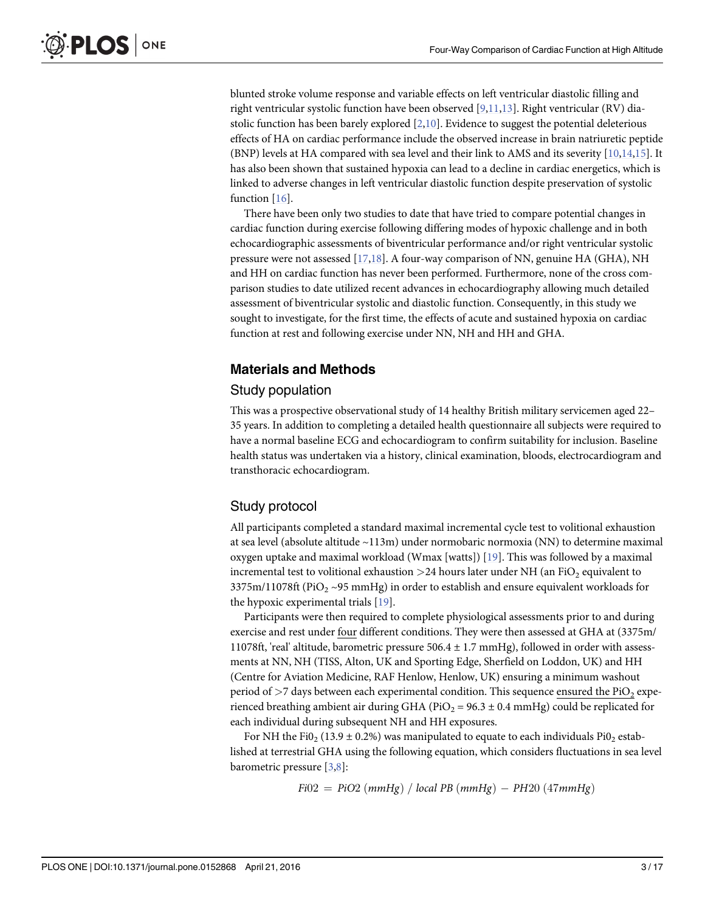blunted stroke volume response and variable effects on left ventricular diastolic filling and right ventricular systolic function have been observed [9,11,13]. Right ventricular (RV) diastolic function has been barely explored [2,10]. Evidence to suggest the potential deleterious effects of HA on cardiac performance include the observed increase in brain natriuretic peptide (BNP) levels at HA compared with sea level and their link to AMS and its severity [10,14,15]. It has also been shown that sustained hypoxia can lead to a decline in cardiac energetics, which is linked to adverse changes in left ventricular diastolic function despite preservation of systolic function [16].

There have been only two studies to date that have tried to compare potential changes in cardiac function during exercise following differing modes of hypoxic challenge and in both echocardiographic assessments of biventricular performance and/or right ventricular systolic pressure were not assessed [17,18]. A four-way comparison of NN, genuine HA (GHA), NH and HH on cardiac function has never been performed. Furthermore, none of the cross comparison studies to date utilized recent advances in echocardiography allowing much detailed assessment of biventricular systolic and diastolic function. Consequently, in this study we sought to investigate, for the first time, the effects of acute and sustained hypoxia on cardiac function at rest and following exercise under NN, NH and HH and GHA.

## Materials and Methods

### Study population

This was a prospective observational study of 14 healthy British military servicemen aged 22–35 years. In addition to completing a detailed health questionnaire all subjects were required to have a normal baseline ECG and echocardiogram to confirm suitability for inclusion. Baseline health status was undertaken via a history, clinical examination, bloods, electrocardiogram and transthoracic echocardiogram.

### Study protocol

All participants completed a standard maximal incremental cycle test to volitional exhaustion at sea level (absolute altitude ~113m) under normobaric normoxia (NN) to determine maximal oxygen uptake and maximal workload (Wmax [watts]) [19]. This was followed by a maximal incremental test to volitional exhaustion >24 hours later under NH (an $FiO_2$ equivalent to 3375m/11078ft ($PiO_2$ ~95 mmHg) in order to establish and ensure equivalent workloads for the hypoxic experimental trials [19].

Participants were then required to complete physiological assessments prior to and during exercise and rest under four different conditions. They were then assessed at GHA at (3375m/11078ft, 'real' altitude, barometric pressure 506.4 ± 1.7 mmHg), followed in order with assessments at NN, NH (TISS, Alton, UK and Sporting Edge, Sherfield on Loddon, UK) and HH (Centre for Aviation Medicine, RAF Henlow, Henlow, UK) ensuring a minimum washout period of >7 days between each experimental condition. This sequence ensured the $PiO_2$ experienced breathing ambient air during GHA ($PiO_2$ = 96.3 ± 0.4 mmHg) could be replicated for each individual during subsequent NH and HH exposures.

For NH the $Fi0_2$ (13.9 ± 0.2%) was manipulated to equate to each individuals $Pi0_2$ established at terrestrial GHA using the following equation, which considers fluctuations in sea level barometric pressure [3,8]:

$$Fi02 = PiO2\ (mmHg)\ /\ local\ PB\ (mmHg) - PH20\ (47mmHg)$$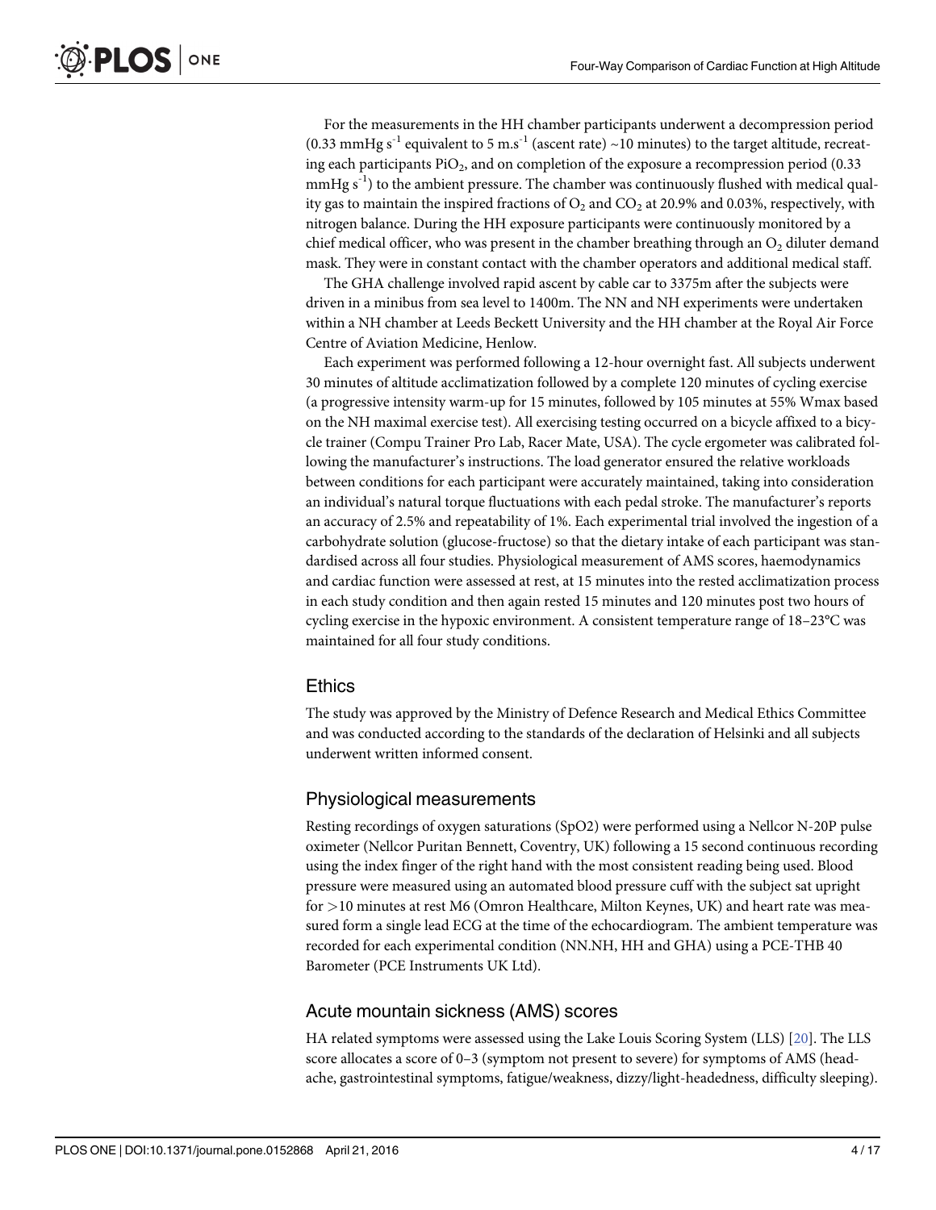For the measurements in the HH chamber participants underwent a decompression period (0.33 mmHg $s^{-1}$ equivalent to 5 $m.s^{-1}$ (ascent rate) ~10 minutes) to the target altitude, recreating each participants $PiO_2$, and on completion of the exposure a recompression period (0.33 mmHg $s^{-1}$) to the ambient pressure. The chamber was continuously flushed with medical quality gas to maintain the inspired fractions of $O_2$ and $CO_2$ at 20.9% and 0.03%, respectively, with nitrogen balance. During the HH exposure participants were continuously monitored by a chief medical officer, who was present in the chamber breathing through an $O_2$ diluter demand mask. They were in constant contact with the chamber operators and additional medical staff.

The GHA challenge involved rapid ascent by cable car to 3375m after the subjects were driven in a minibus from sea level to 1400m. The NN and NH experiments were undertaken within a NH chamber at Leeds Beckett University and the HH chamber at the Royal Air Force Centre of Aviation Medicine, Henlow.

Each experiment was performed following a 12-hour overnight fast. All subjects underwent 30 minutes of altitude acclimatization followed by a complete 120 minutes of cycling exercise (a progressive intensity warm-up for 15 minutes, followed by 105 minutes at 55% Wmax based on the NH maximal exercise test). All exercising testing occurred on a bicycle affixed to a bicycle trainer (Compu Trainer Pro Lab, Racer Mate, USA). The cycle ergometer was calibrated following the manufacturer's instructions. The load generator ensured the relative workloads between conditions for each participant were accurately maintained, taking into consideration an individual's natural torque fluctuations with each pedal stroke. The manufacturer's reports an accuracy of 2.5% and repeatability of 1%. Each experimental trial involved the ingestion of a carbohydrate solution (glucose-fructose) so that the dietary intake of each participant was standardised across all four studies. Physiological measurement of AMS scores, haemodynamics and cardiac function were assessed at rest, at 15 minutes into the rested acclimatization process in each study condition and then again rested 15 minutes and 120 minutes post two hours of cycling exercise in the hypoxic environment. A consistent temperature range of 18–23°C was maintained for all four study conditions.

## Ethics

The study was approved by the Ministry of Defence Research and Medical Ethics Committee and was conducted according to the standards of the declaration of Helsinki and all subjects underwent written informed consent.

## Physiological measurements

Resting recordings of oxygen saturations (SpO2) were performed using a Nellcor N-20P pulse oximeter (Nellcor Puritan Bennett, Coventry, UK) following a 15 second continuous recording using the index finger of the right hand with the most consistent reading being used. Blood pressure were measured using an automated blood pressure cuff with the subject sat upright for >10 minutes at rest M6 (Omron Healthcare, Milton Keynes, UK) and heart rate was measured form a single lead ECG at the time of the echocardiogram. The ambient temperature was recorded for each experimental condition (NN.NH, HH and GHA) using a PCE-THB 40 Barometer (PCE Instruments UK Ltd).

## Acute mountain sickness (AMS) scores

HA related symptoms were assessed using the Lake Louis Scoring System (LLS) [20]. The LLS score allocates a score of 0–3 (symptom not present to severe) for symptoms of AMS (headache, gastrointestinal symptoms, fatigue/weakness, dizzy/light-headedness, difficulty sleeping).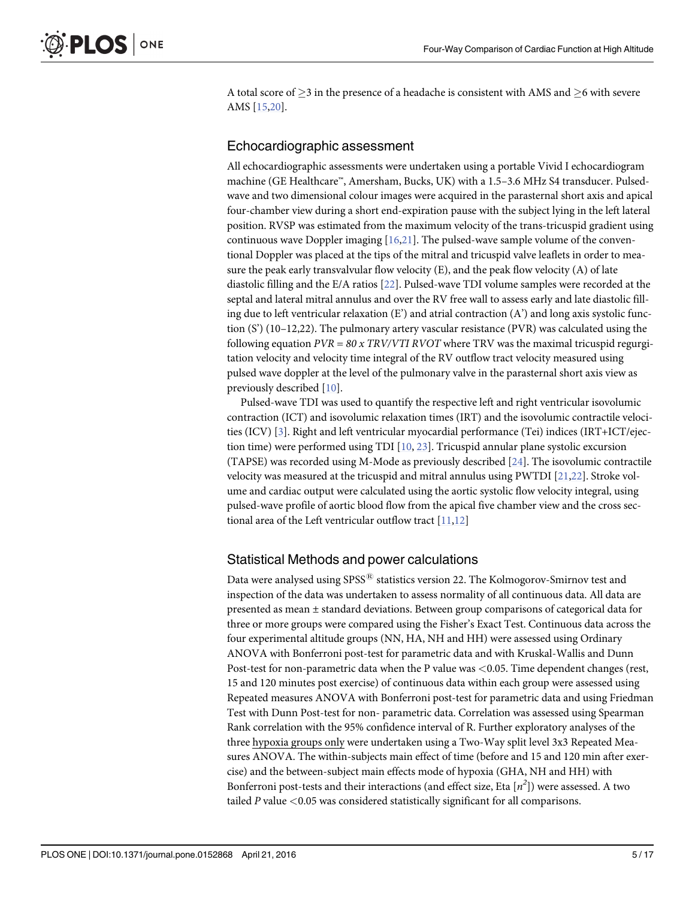A total score of ≥3 in the presence of a headache is consistent with AMS and ≥6 with severe AMS [15,20].

## Echocardiographic assessment

All echocardiographic assessments were undertaken using a portable Vivid I echocardiogram machine (GE Healthcare™, Amersham, Bucks, UK) with a 1.5–3.6 MHz S4 transducer. Pulsed-wave and two dimensional colour images were acquired in the parasternal short axis and apical four-chamber view during a short end-expiration pause with the subject lying in the left lateral position. RVSP was estimated from the maximum velocity of the trans-tricuspid gradient using continuous wave Doppler imaging [16,21]. The pulsed-wave sample volume of the conventional Doppler was placed at the tips of the mitral and tricuspid valve leaflets in order to measure the peak early transvalvular flow velocity (E), and the peak flow velocity (A) of late diastolic filling and the E/A ratios [22]. Pulsed-wave TDI volume samples were recorded at the septal and lateral mitral annulus and over the RV free wall to assess early and late diastolic filling due to left ventricular relaxation (E') and atrial contraction (A') and long axis systolic function (S') (10–12,22). The pulmonary artery vascular resistance (PVR) was calculated using the following equation $PVR = 80 \times TRV/VTI\ RVOT$ where TRV was the maximal tricuspid regurgitation velocity and velocity time integral of the RV outflow tract velocity measured using pulsed wave doppler at the level of the pulmonary valve in the parasternal short axis view as previously described [10].

Pulsed-wave TDI was used to quantify the respective left and right ventricular isovolumic contraction (ICT) and isovolumic relaxation times (IRT) and the isovolumic contractile velocities (ICV) [3]. Right and left ventricular myocardial performance (Tei) indices (IRT+ICT/ejection time) were performed using TDI [10, 23]. Tricuspid annular plane systolic excursion (TAPSE) was recorded using M-Mode as previously described [24]. The isovolumic contractile velocity was measured at the tricuspid and mitral annulus using PWTDI [21,22]. Stroke volume and cardiac output were calculated using the aortic systolic flow velocity integral, using pulsed-wave profile of aortic blood flow from the apical five chamber view and the cross sectional area of the Left ventricular outflow tract [11,12]

## Statistical Methods and power calculations

Data were analysed using SPSS® statistics version 22. The Kolmogorov-Smirnov test and inspection of the data was undertaken to assess normality of all continuous data. All data are presented as mean ± standard deviations. Between group comparisons of categorical data for three or more groups were compared using the Fisher's Exact Test. Continuous data across the four experimental altitude groups (NN, HA, NH and HH) were assessed using Ordinary ANOVA with Bonferroni post-test for parametric data and with Kruskal-Wallis and Dunn Post-test for non-parametric data when the P value was <0.05. Time dependent changes (rest, 15 and 120 minutes post exercise) of continuous data within each group were assessed using Repeated measures ANOVA with Bonferroni post-test for parametric data and using Friedman Test with Dunn Post-test for non- parametric data. Correlation was assessed using Spearman Rank correlation with the 95% confidence interval of R. Further exploratory analyses of the three hypoxia groups only were undertaken using a Two-Way split level 3x3 Repeated Measures ANOVA. The within-subjects main effect of time (before and 15 and 120 min after exercise) and the between-subject main effects mode of hypoxia (GHA, NH and HH) with Bonferroni post-tests and their interactions (and effect size, Eta [$n^2$]) were assessed. A two tailed *P* value <0.05 was considered statistically significant for all comparisons.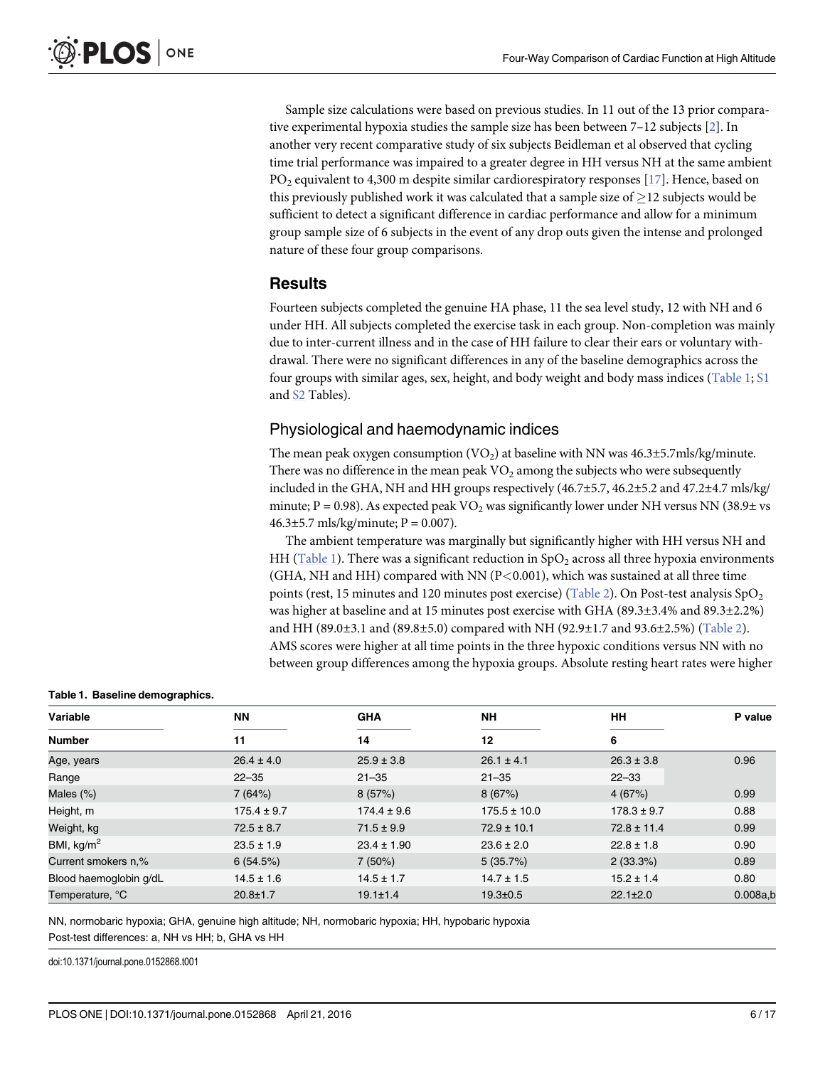Sample size calculations were based on previous studies. In 11 out of the 13 prior comparative experimental hypoxia studies the sample size has been between 7–12 subjects [2]. In another very recent comparative study of six subjects Beidleman et al observed that cycling time trial performance was impaired to a greater degree in HH versus NH at the same ambient $PO_2$ equivalent to 4,300 m despite similar cardiorespiratory responses [17]. Hence, based on this previously published work it was calculated that a sample size of $\geq$12 subjects would be sufficient to detect a significant difference in cardiac performance and allow for a minimum group sample size of 6 subjects in the event of any drop outs given the intense and prolonged nature of these four group comparisons.

## Results

Fourteen subjects completed the genuine HA phase, 11 the sea level study, 12 with NH and 6 under HH. All subjects completed the exercise task in each group. Non-completion was mainly due to inter-current illness and in the case of HH failure to clear their ears or voluntary withdrawal. There were no significant differences in any of the baseline demographics across the four groups with similar ages, sex, height, and body weight and body mass indices (Table 1; S1 and S2 Tables).

### Physiological and haemodynamic indices

The mean peak oxygen consumption ($VO_2$) at baseline with NN was 46.3±5.7mls/kg/minute. There was no difference in the mean peak $VO_2$ among the subjects who were subsequently included in the GHA, NH and HH groups respectively (46.7±5.7, 46.2±5.2 and 47.2±4.7 mls/kg/minute; P = 0.98). As expected peak $VO_2$ was significantly lower under NH versus NN (38.9± vs 46.3±5.7 mls/kg/minute; P = 0.007).

The ambient temperature was marginally but significantly higher with HH versus NH and HH (Table 1). There was a significant reduction in $SpO_2$ across all three hypoxia environments (GHA, NH and HH) compared with NN (P<0.001), which was sustained at all three time points (rest, 15 minutes and 120 minutes post exercise) (Table 2). On Post-test analysis $SpO_2$ was higher at baseline and at 15 minutes post exercise with GHA (89.3±3.4% and 89.3±2.2%) and HH (89.0±3.1 and (89.8±5.0) compared with NH (92.9±1.7 and 93.6±2.5%) (Table 2). AMS scores were higher at all time points in the three hypoxic conditions versus NN with no between group differences among the hypoxia groups. Absolute resting heart rates were higher

**Table 1. Baseline demographics.**

| Variable | NN | GHA | NH | HH | P value |
|---|---|---|---|---|---|
| **Number** | **11** | **14** | **12** | **6** | |
| Age, years | 26.4 ± 4.0 | 25.9 ± 3.8 | 26.1 ± 4.1 | 26.3 ± 3.8 | 0.96 |
| Range | 22–35 | 21–35 | 21–35 | 22–33 | |
| Males (%) | 7 (64%) | 8 (57%) | 8 (67%) | 4 (67%) | 0.99 |
| Height, m | 175.4 ± 9.7 | 174.4 ± 9.6 | 175.5 ± 10.0 | 178.3 ± 9.7 | 0.88 |
| Weight, kg | 72.5 ± 8.7 | 71.5 ± 9.9 | 72.9 ± 10.1 | 72.8 ± 11.4 | 0.99 |
| BMI, kg/m$^2$ | 23.5 ± 1.9 | 23.4 ± 1.90 | 23.6 ± 2.0 | 22.8 ± 1.8 | 0.90 |
| Current smokers n,% | 6 (54.5%) | 7 (50%) | 5 (35.7%) | 2 (33.3%) | 0.89 |
| Blood haemoglobin g/dL | 14.5 ± 1.6 | 14.5 ± 1.7 | 14.7 ± 1.5 | 15.2 ± 1.4 | 0.80 |
| Temperature, °C | 20.8±1.7 | 19.1±1.4 | 19.3±0.5 | 22.1±2.0 | 0.008a,b |

NN, normobaric hypoxia; GHA, genuine high altitude; NH, normobaric hypoxia; HH, hypobaric hypoxia
Post-test differences: a, NH vs HH; b, GHA vs HH

doi:10.1371/journal.pone.0152868.t001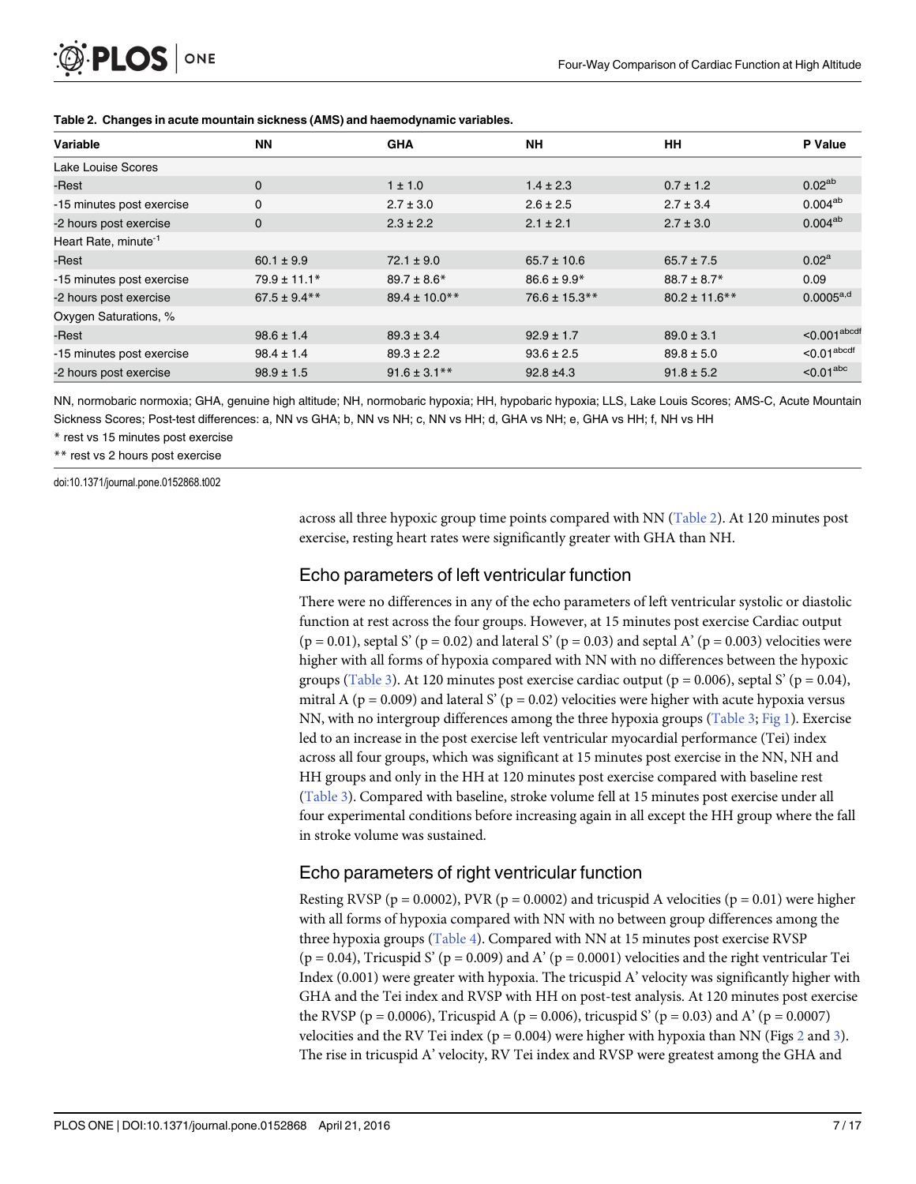**Table 2. Changes in acute mountain sickness (AMS) and haemodynamic variables.**

| Variable | NN | GHA | NH | HH | P Value |
|---|---|---|---|---|---|
| Lake Louise Scores | | | | | |
| -Rest | 0 | 1 ± 1.0 | 1.4 ± 2.3 | 0.7 ± 1.2 | 0.02[ab] |
| -15 minutes post exercise | 0 | 2.7 ± 3.0 | 2.6 ± 2.5 | 2.7 ± 3.4 | 0.004[ab] |
| -2 hours post exercise | 0 | 2.3 ± 2.2 | 2.1 ± 2.1 | 2.7 ± 3.0 | 0.004[ab] |
| Heart Rate, minute$^{-1}$ | | | | | |
| -Rest | 60.1 ± 9.9 | 72.1 ± 9.0 | 65.7 ± 10.6 | 65.7 ± 7.5 | 0.02[a] |
| -15 minutes post exercise | 79.9 ± 11.1* | 89.7 ± 8.6* | 86.6 ± 9.9* | 88.7 ± 8.7* | 0.09 |
| -2 hours post exercise | 67.5 ± 9.4** | 89.4 ± 10.0** | 76.6 ± 15.3** | 80.2 ± 11.6** | 0.0005[a,d] |
| Oxygen Saturations, % | | | | | |
| -Rest | 98.6 ± 1.4 | 89.3 ± 3.4 | 92.9 ± 1.7 | 89.0 ± 3.1 | <0.001[abcdf] |
| -15 minutes post exercise | 98.4 ± 1.4 | 89.3 ± 2.2 | 93.6 ± 2.5 | 89.8 ± 5.0 | <0.01[abcdf] |
| -2 hours post exercise | 98.9 ± 1.5 | 91.6 ± 3.1** | 92.8 ±4.3 | 91.8 ± 5.2 | <0.01[abc] |

NN, normobaric normoxia; GHA, genuine high altitude; NH, normobaric hypoxia; HH, hypobaric hypoxia; LLS, Lake Louis Scores; AMS-C, Acute Mountain Sickness Scores; Post-test differences: a, NN vs GHA; b, NN vs NH; c, NN vs HH; d, GHA vs NH; e, GHA vs HH; f, NH vs HH

* rest vs 15 minutes post exercise

** rest vs 2 hours post exercise

doi:10.1371/journal.pone.0152868.t002

across all three hypoxic group time points compared with NN (Table 2). At 120 minutes post exercise, resting heart rates were significantly greater with GHA than NH.

## Echo parameters of left ventricular function

There were no differences in any of the echo parameters of left ventricular systolic or diastolic function at rest across the four groups. However, at 15 minutes post exercise Cardiac output ($p = 0.01$), septal S' ($p = 0.02$) and lateral S' ($p = 0.03$) and septal A' ($p = 0.003$) velocities were higher with all forms of hypoxia compared with NN with no differences between the hypoxic groups (Table 3). At 120 minutes post exercise cardiac output ($p = 0.006$), septal S' ($p = 0.04$), mitral A ($p = 0.009$) and lateral S' ($p = 0.02$) velocities were higher with acute hypoxia versus NN, with no intergroup differences among the three hypoxia groups (Table 3; Fig 1). Exercise led to an increase in the post exercise left ventricular myocardial performance (Tei) index across all four groups, which was significant at 15 minutes post exercise in the NN, NH and HH groups and only in the HH at 120 minutes post exercise compared with baseline rest (Table 3). Compared with baseline, stroke volume fell at 15 minutes post exercise under all four experimental conditions before increasing again in all except the HH group where the fall in stroke volume was sustained.

## Echo parameters of right ventricular function

Resting RVSP ($p = 0.0002$), PVR ($p = 0.0002$) and tricuspid A velocities ($p = 0.01$) were higher with all forms of hypoxia compared with NN with no between group differences among the three hypoxia groups (Table 4). Compared with NN at 15 minutes post exercise RVSP ($p = 0.04$), Tricuspid S' ($p = 0.009$) and A' ($p = 0.0001$) velocities and the right ventricular Tei Index (0.001) were greater with hypoxia. The tricuspid A' velocity was significantly higher with GHA and the Tei index and RVSP with HH on post-test analysis. At 120 minutes post exercise the RVSP ($p = 0.0006$), Tricuspid A ($p = 0.006$), tricuspid S' ($p = 0.03$) and A' ($p = 0.0007$) velocities and the RV Tei index ($p = 0.004$) were higher with hypoxia than NN (Figs 2 and 3). The rise in tricuspid A' velocity, RV Tei index and RVSP were greatest among the GHA and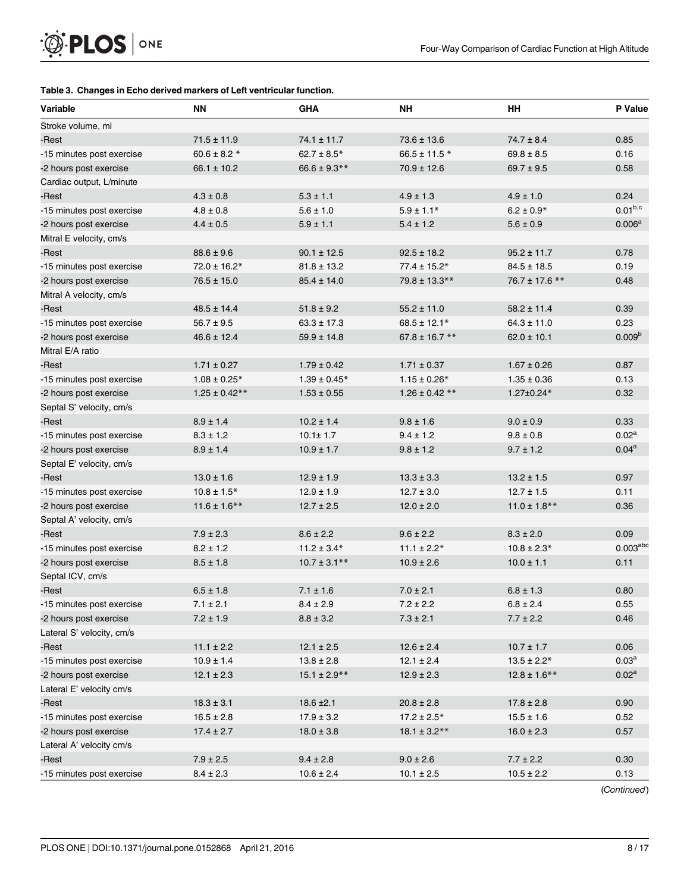**Table 3. Changes in Echo derived markers of Left ventricular function.**

| Variable | NN | GHA | NH | HH | P Value |
| --- | --- | --- | --- | --- | --- |
| Stroke volume, ml | | | | | |
| -Rest | 71.5 ± 11.9 | 74.1 ± 11.7 | 73.6 ± 13.6 | 74.7 ± 8.4 | 0.85 |
| -15 minutes post exercise | 60.6 ± 8.2 * | 62.7 ± 8.5* | 66.5 ± 11.5 * | 69.8 ± 8.5 | 0.16 |
| -2 hours post exercise | 66.1 ± 10.2 | 66.6 ± 9.3** | 70.9 ± 12.6 | 69.7 ± 9.5 | 0.58 |
| Cardiac output, L/minute | | | | | |
| -Rest | 4.3 ± 0.8 | 5.3 ± 1.1 | 4.9 ± 1.3 | 4.9 ± 1.0 | 0.24 |
| -15 minutes post exercise | 4.8 ± 0.8 | 5.6 ± 1.0 | 5.9 ± 1.1* | 6.2 ± 0.9* | 0.01[b,c] |
| -2 hours post exercise | 4.4 ± 0.5 | 5.9 ± 1.1 | 5.4 ± 1.2 | 5.6 ± 0.9 | 0.006[a] |
| Mitral E velocity, cm/s | | | | | |
| -Rest | 88.6 ± 9.6 | 90.1 ± 12.5 | 92.5 ± 18.2 | 95.2 ± 11.7 | 0.78 |
| -15 minutes post exercise | 72.0 ± 16.2* | 81.8 ± 13.2 | 77.4 ± 15.2* | 84.5 ± 18.5 | 0.19 |
| -2 hours post exercise | 76.5 ± 15.0 | 85.4 ± 14.0 | 79.8 ± 13.3** | 76.7 ± 17.6 ** | 0.48 |
| Mitral A velocity, cm/s | | | | | |
| -Rest | 48.5 ± 14.4 | 51.8 ± 9.2 | 55.2 ± 11.0 | 58.2 ± 11.4 | 0.39 |
| -15 minutes post exercise | 56.7 ± 9.5 | 63.3 ± 17.3 | 68.5 ± 12.1* | 64.3 ± 11.0 | 0.23 |
| -2 hours post exercise | 46.6 ± 12.4 | 59.9 ± 14.8 | 67.8 ± 16.7 ** | 62.0 ± 10.1 | 0.009[b] |
| Mitral E/A ratio | | | | | |
| -Rest | 1.71 ± 0.27 | 1.79 ± 0.42 | 1.71 ± 0.37 | 1.67 ± 0.26 | 0.87 |
| -15 minutes post exercise | 1.08 ± 0.25* | 1.39 ± 0.45* | 1.15 ± 0.26* | 1.35 ± 0.36 | 0.13 |
| -2 hours post exercise | 1.25 ± 0.42** | 1.53 ± 0.55 | 1.26 ± 0.42 ** | 1.27±0.24* | 0.32 |
| Septal S' velocity, cm/s | | | | | |
| -Rest | 8.9 ± 1.4 | 10.2 ± 1.4 | 9.8 ± 1.6 | 9.0 ± 0.9 | 0.33 |
| -15 minutes post exercise | 8.3 ± 1.2 | 10.1± 1.7 | 9.4 ± 1.2 | 9.8 ± 0.8 | 0.02[a] |
| -2 hours post exercise | 8.9 ± 1.4 | 10.9 ± 1.7 | 9.8 ± 1.2 | 9.7 ± 1.2 | 0.04[a] |
| Septal E' velocity, cm/s | | | | | |
| -Rest | 13.0 ± 1.6 | 12.9 ± 1.9 | 13.3 ± 3.3 | 13.2 ± 1.5 | 0.97 |
| -15 minutes post exercise | 10.8 ± 1.5* | 12.9 ± 1.9 | 12.7 ± 3.0 | 12.7 ± 1.5 | 0.11 |
| -2 hours post exercise | 11.6 ± 1.6** | 12.7 ± 2.5 | 12.0 ± 2.0 | 11.0 ± 1.8** | 0.36 |
| Septal A' velocity, cm/s | | | | | |
| -Rest | 7.9 ± 2.3 | 8.6 ± 2.2 | 9.6 ± 2.2 | 8.3 ± 2.0 | 0.09 |
| -15 minutes post exercise | 8.2 ± 1.2 | 11.2 ± 3.4* | 11.1 ± 2.2* | 10.8 ± 2.3* | 0.003[abc] |
| -2 hours post exercise | 8.5 ± 1.8 | 10.7 ± 3.1** | 10.9 ± 2.6 | 10.0 ± 1.1 | 0.11 |
| Septal ICV, cm/s | | | | | |
| -Rest | 6.5 ± 1.8 | 7.1 ± 1.6 | 7.0 ± 2.1 | 6.8 ± 1.3 | 0.80 |
| -15 minutes post exercise | 7.1 ± 2.1 | 8.4 ± 2.9 | 7.2 ± 2.2 | 6.8 ± 2.4 | 0.55 |
| -2 hours post exercise | 7.2 ± 1.9 | 8.8 ± 3.2 | 7.3 ± 2.1 | 7.7 ± 2.2 | 0.46 |
| Lateral S' velocity, cm/s | | | | | |
| -Rest | 11.1 ± 2.2 | 12.1 ± 2.5 | 12.6 ± 2.4 | 10.7 ± 1.7 | 0.06 |
| -15 minutes post exercise | 10.9 ± 1.4 | 13.8 ± 2.8 | 12.1 ± 2.4 | 13.5 ± 2.2* | 0.03[a] |
| -2 hours post exercise | 12.1 ± 2.3 | 15.1 ± 2.9** | 12.9 ± 2.3 | 12.8 ± 1.6** | 0.02[a] |
| Lateral E' velocity cm/s | | | | | |
| -Rest | 18.3 ± 3.1 | 18.6 ±2.1 | 20.8 ± 2.8 | 17.8 ± 2.8 | 0.90 |
| -15 minutes post exercise | 16.5 ± 2.8 | 17.9 ± 3.2 | 17.2 ± 2.5* | 15.5 ± 1.6 | 0.52 |
| -2 hours post exercise | 17.4 ± 2.7 | 18.0 ± 3.8 | 18.1 ± 3.2** | 16.0 ± 2.3 | 0.57 |
| Lateral A' velocity cm/s | | | | | |
| -Rest | 7.9 ± 2.5 | 9.4 ± 2.8 | 9.0 ± 2.6 | 7.7 ± 2.2 | 0.30 |
| -15 minutes post exercise | 8.4 ± 2.3 | 10.6 ± 2.4 | 10.1 ± 2.5 | 10.5 ± 2.2 | 0.13 |

(*Continued*)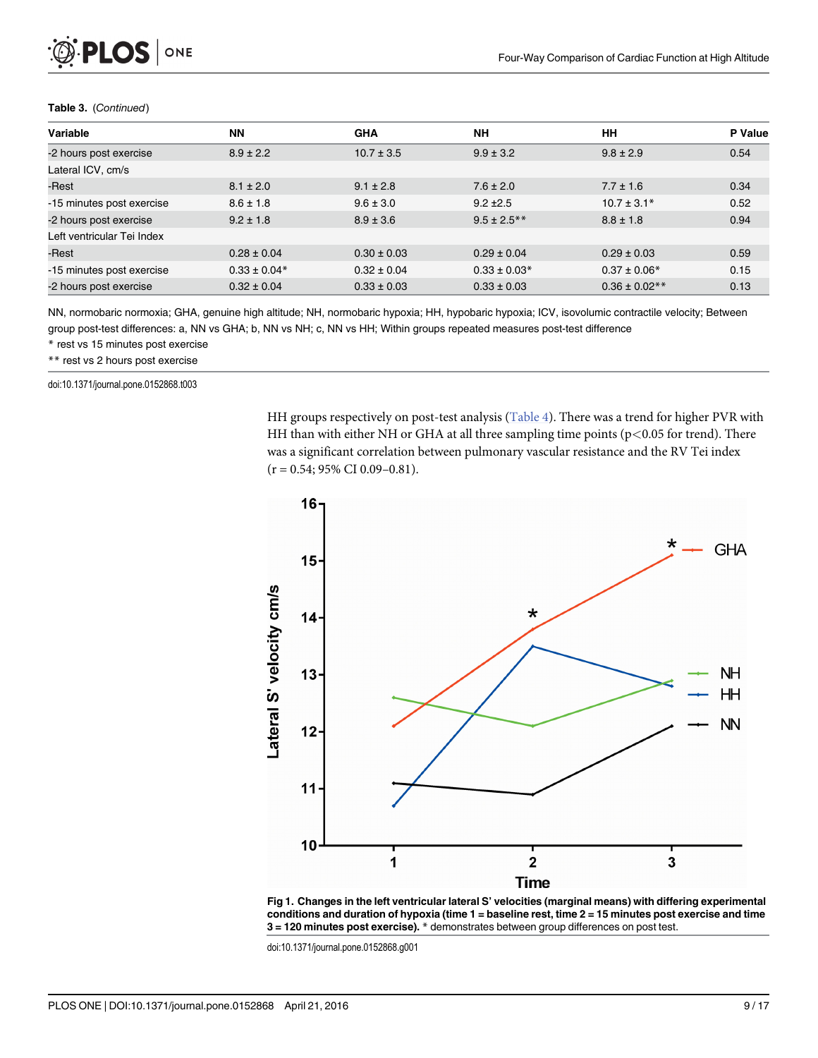**Table 3.** (*Continued*)

| Variable | NN | GHA | NH | HH | P Value |
|---|---|---|---|---|---|
| -2 hours post exercise | 8.9 ± 2.2 | 10.7 ± 3.5 | 9.9 ± 3.2 | 9.8 ± 2.9 | 0.54 |
| Lateral ICV, cm/s | | | | | |
| -Rest | 8.1 ± 2.0 | 9.1 ± 2.8 | 7.6 ± 2.0 | 7.7 ± 1.6 | 0.34 |
| -15 minutes post exercise | 8.6 ± 1.8 | 9.6 ± 3.0 | 9.2 ±2.5 | 10.7 ± 3.1* | 0.52 |
| -2 hours post exercise | 9.2 ± 1.8 | 8.9 ± 3.6 | 9.5 ± 2.5** | 8.8 ± 1.8 | 0.94 |
| Left ventricular Tei Index | | | | | |
| -Rest | 0.28 ± 0.04 | 0.30 ± 0.03 | 0.29 ± 0.04 | 0.29 ± 0.03 | 0.59 |
| -15 minutes post exercise | 0.33 ± 0.04* | 0.32 ± 0.04 | 0.33 ± 0.03* | 0.37 ± 0.06* | 0.15 |
| -2 hours post exercise | 0.32 ± 0.04 | 0.33 ± 0.03 | 0.33 ± 0.03 | 0.36 ± 0.02** | 0.13 |

NN, normobaric normoxia; GHA, genuine high altitude; NH, normobaric hypoxia; HH, hypobaric hypoxia; ICV, isovolumic contractile velocity; Between group post-test differences: a, NN vs GHA; b, NN vs NH; c, NN vs HH; Within groups repeated measures post-test difference

\* rest vs 15 minutes post exercise

\** rest vs 2 hours post exercise

doi:10.1371/journal.pone.0152868.t003

HH groups respectively on post-test analysis (Table 4). There was a trend for higher PVR with HH than with either NH or GHA at all three sampling time points ($p<0.05$ for trend). There was a significant correlation between pulmonary vascular resistance and the RV Tei index ($r = 0.54$; 95% CI 0.09–0.81).

Lateral S' velocity cm/s
16
15
14
13
12
11
10
1
2
3
Time
GHA
NH
HH
NN
*
*

**Fig 1. Changes in the left ventricular lateral S' velocities (marginal means) with differing experimental conditions and duration of hypoxia (time 1 = baseline rest, time 2 = 15 minutes post exercise and time 3 = 120 minutes post exercise).** * demonstrates between group differences on post test.

doi:10.1371/journal.pone.0152868.g001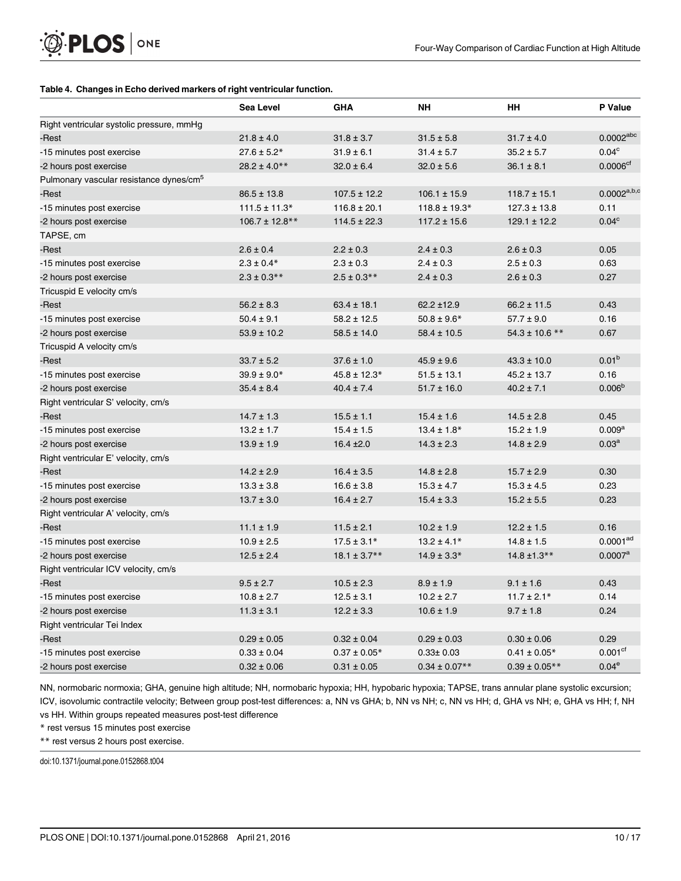**Table 4. Changes in Echo derived markers of right ventricular function.**

| | Sea Level | GHA | NH | HH | P Value |
|---|---|---|---|---|---|
| Right ventricular systolic pressure, mmHg | | | | | |
| -Rest | 21.8 ± 4.0 | 31.8 ± 3.7 | 31.5 ± 5.8 | 31.7 ± 4.0 | 0.0002[abc] |
| -15 minutes post exercise | 27.6 ± 5.2* | 31.9 ± 6.1 | 31.4 ± 5.7 | 35.2 ± 5.7 | 0.04[c] |
| -2 hours post exercise | 28.2 ± 4.0** | 32.0 ± 6.4 | 32.0 ± 5.6 | 36.1 ± 8.1 | 0.0006[cf] |
| Pulmonary vascular resistance dynes/cm$^5$ | | | | | |
| -Rest | 86.5 ± 13.8 | 107.5 ± 12.2 | 106.1 ± 15.9 | 118.7 ± 15.1 | 0.0002[a,b,c] |
| -15 minutes post exercise | 111.5 ± 11.3* | 116.8 ± 20.1 | 118.8 ± 19.3* | 127.3 ± 13.8 | 0.11 |
| -2 hours post exercise | 106.7 ± 12.8** | 114.5 ± 22.3 | 117.2 ± 15.6 | 129.1 ± 12.2 | 0.04[c] |
| TAPSE, cm | | | | | |
| -Rest | 2.6 ± 0.4 | 2.2 ± 0.3 | 2.4 ± 0.3 | 2.6 ± 0.3 | 0.05 |
| -15 minutes post exercise | 2.3 ± 0.4* | 2.3 ± 0.3 | 2.4 ± 0.3 | 2.5 ± 0.3 | 0.63 |
| -2 hours post exercise | 2.3 ± 0.3** | 2.5 ± 0.3** | 2.4 ± 0.3 | 2.6 ± 0.3 | 0.27 |
| Tricuspid E velocity cm/s | | | | | |
| -Rest | 56.2 ± 8.3 | 63.4 ± 18.1 | 62.2 ±12.9 | 66.2 ± 11.5 | 0.43 |
| -15 minutes post exercise | 50.4 ± 9.1 | 58.2 ± 12.5 | 50.8 ± 9.6* | 57.7 ± 9.0 | 0.16 |
| -2 hours post exercise | 53.9 ± 10.2 | 58.5 ± 14.0 | 58.4 ± 10.5 | 54.3 ± 10.6 ** | 0.67 |
| Tricuspid A velocity cm/s | | | | | |
| -Rest | 33.7 ± 5.2 | 37.6 ± 1.0 | 45.9 ± 9.6 | 43.3 ± 10.0 | 0.01[b] |
| -15 minutes post exercise | 39.9 ± 9.0* | 45.8 ± 12.3* | 51.5 ± 13.1 | 45.2 ± 13.7 | 0.16 |
| -2 hours post exercise | 35.4 ± 8.4 | 40.4 ± 7.4 | 51.7 ± 16.0 | 40.2 ± 7.1 | 0.006[b] |
| Right ventricular S' velocity, cm/s | | | | | |
| -Rest | 14.7 ± 1.3 | 15.5 ± 1.1 | 15.4 ± 1.6 | 14.5 ± 2.8 | 0.45 |
| -15 minutes post exercise | 13.2 ± 1.7 | 15.4 ± 1.5 | 13.4 ± 1.8* | 15.2 ± 1.9 | 0.009[a] |
| -2 hours post exercise | 13.9 ± 1.9 | 16.4 ±2.0 | 14.3 ± 2.3 | 14.8 ± 2.9 | 0.03[a] |
| Right ventricular E' velocity, cm/s | | | | | |
| -Rest | 14.2 ± 2.9 | 16.4 ± 3.5 | 14.8 ± 2.8 | 15.7 ± 2.9 | 0.30 |
| -15 minutes post exercise | 13.3 ± 3.8 | 16.6 ± 3.8 | 15.3 ± 4.7 | 15.3 ± 4.5 | 0.23 |
| -2 hours post exercise | 13.7 ± 3.0 | 16.4 ± 2.7 | 15.4 ± 3.3 | 15.2 ± 5.5 | 0.23 |
| Right ventricular A' velocity, cm/s | | | | | |
| -Rest | 11.1 ± 1.9 | 11.5 ± 2.1 | 10.2 ± 1.9 | 12.2 ± 1.5 | 0.16 |
| -15 minutes post exercise | 10.9 ± 2.5 | 17.5 ± 3.1* | 13.2 ± 4.1* | 14.8 ± 1.5 | 0.0001[ad] |
| -2 hours post exercise | 12.5 ± 2.4 | 18.1 ± 3.7** | 14.9 ± 3.3* | 14.8 ±1.3** | 0.0007[a] |
| Right ventricular ICV velocity, cm/s | | | | | |
| -Rest | 9.5 ± 2.7 | 10.5 ± 2.3 | 8.9 ± 1.9 | 9.1 ± 1.6 | 0.43 |
| -15 minutes post exercise | 10.8 ± 2.7 | 12.5 ± 3.1 | 10.2 ± 2.7 | 11.7 ± 2.1* | 0.14 |
| -2 hours post exercise | 11.3 ± 3.1 | 12.2 ± 3.3 | 10.6 ± 1.9 | 9.7 ± 1.8 | 0.24 |
| Right ventricular Tei Index | | | | | |
| -Rest | 0.29 ± 0.05 | 0.32 ± 0.04 | 0.29 ± 0.03 | 0.30 ± 0.06 | 0.29 |
| -15 minutes post exercise | 0.33 ± 0.04 | 0.37 ± 0.05* | 0.33± 0.03 | 0.41 ± 0.05* | 0.001[cf] |
| -2 hours post exercise | 0.32 ± 0.06 | 0.31 ± 0.05 | 0.34 ± 0.07** | 0.39 ± 0.05** | 0.04[e] |

NN, normobaric normoxia; GHA, genuine high altitude; NH, normobaric hypoxia; HH, hypobaric hypoxia; TAPSE, trans annular plane systolic excursion; ICV, isovolumic contractile velocity; Between group post-test differences: a, NN vs GHA; b, NN vs NH; c, NN vs HH; d, GHA vs NH; e, GHA vs HH; f, NH vs HH. Within groups repeated measures post-test difference

\* rest versus 15 minutes post exercise

\** rest versus 2 hours post exercise.

doi:10.1371/journal.pone.0152868.t004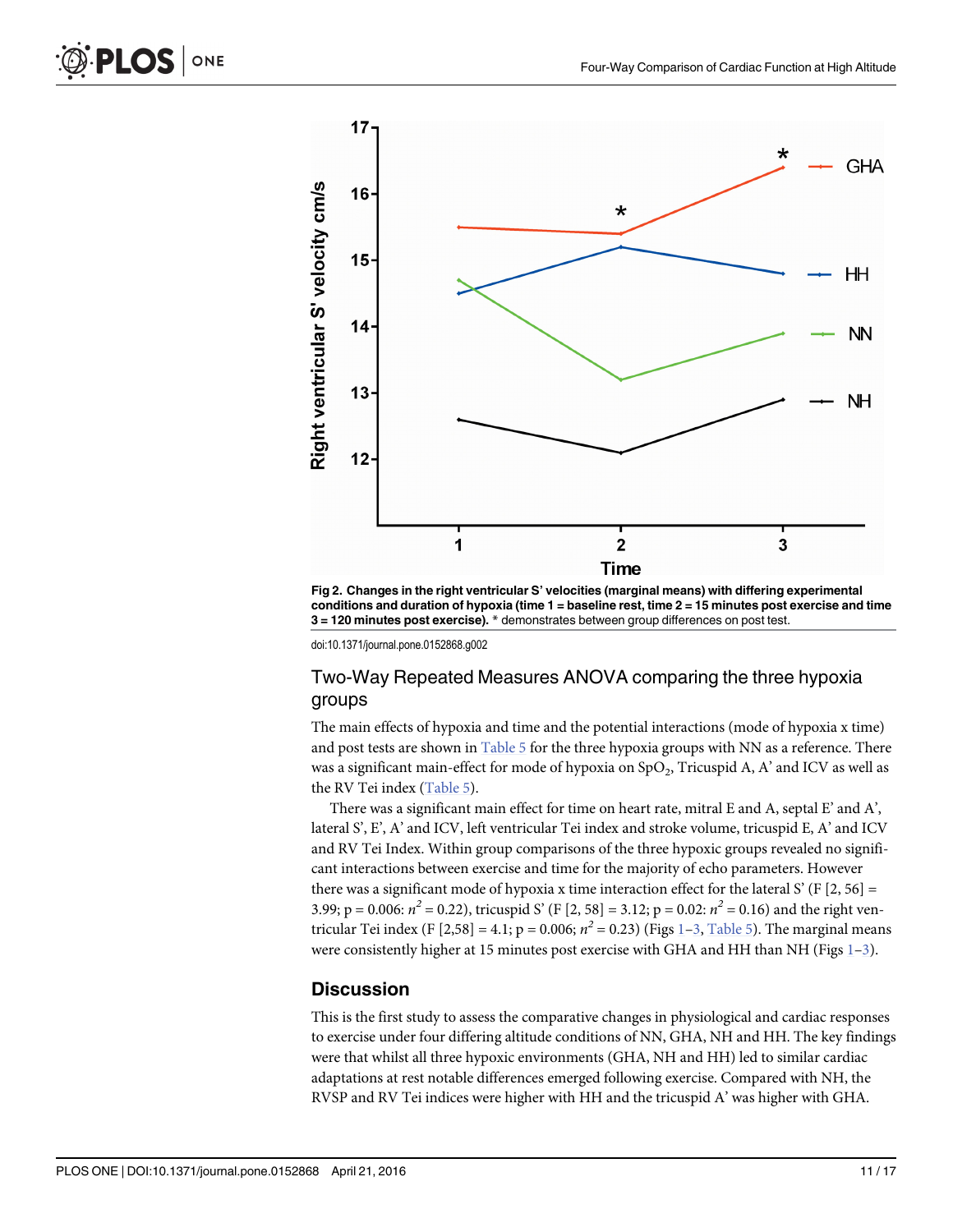17
16
15
14
13
12
Right ventricular S' velocity cm/s
1
2
3
Time
*
*
GHA
HH
NN
NH

**Fig 2. Changes in the right ventricular S' velocities (marginal means) with differing experimental conditions and duration of hypoxia (time 1 = baseline rest, time 2 = 15 minutes post exercise and time 3 = 120 minutes post exercise).** * demonstrates between group differences on post test.

doi:10.1371/journal.pone.0152868.g002

## Two-Way Repeated Measures ANOVA comparing the three hypoxia groups

The main effects of hypoxia and time and the potential interactions (mode of hypoxia x time) and post tests are shown in Table 5 for the three hypoxia groups with NN as a reference. There was a significant main-effect for mode of hypoxia on $SpO_2$, Tricuspid A, A' and ICV as well as the RV Tei index (Table 5).

There was a significant main effect for time on heart rate, mitral E and A, septal E' and A', lateral S', E', A' and ICV, left ventricular Tei index and stroke volume, tricuspid E, A' and ICV and RV Tei Index. Within group comparisons of the three hypoxic groups revealed no significant interactions between exercise and time for the majority of echo parameters. However there was a significant mode of hypoxia x time interaction effect for the lateral S' (F [2, 56] = 3.99; p = 0.006: $n^2 = 0.22$), tricuspid S' (F [2, 58] = 3.12; p = 0.02: $n^2 = 0.16$) and the right ventricular Tei index (F [2,58] = 4.1; p = 0.006; $n^2 = 0.23$) (Figs 1–3, Table 5). The marginal means were consistently higher at 15 minutes post exercise with GHA and HH than NH (Figs 1–3).

## Discussion

This is the first study to assess the comparative changes in physiological and cardiac responses to exercise under four differing altitude conditions of NN, GHA, NH and HH. The key findings were that whilst all three hypoxic environments (GHA, NH and HH) led to similar cardiac adaptations at rest notable differences emerged following exercise. Compared with NH, the RVSP and RV Tei indices were higher with HH and the tricuspid A' was higher with GHA.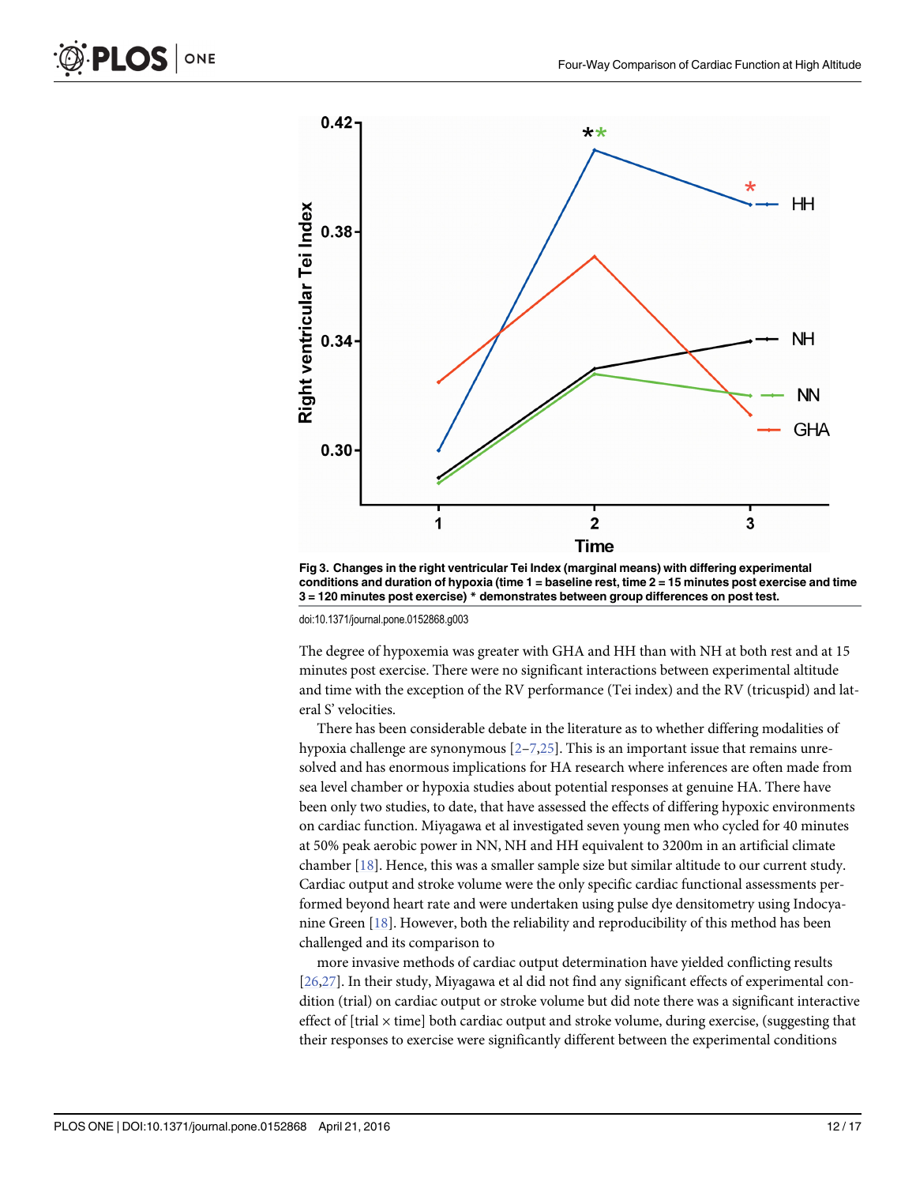0.42
0.38
0.34
0.30
Right ventricular Tei Index
1
2
3
Time
HH
NH
NN
GHA

**Fig 3. Changes in the right ventricular Tei Index (marginal means) with differing experimental conditions and duration of hypoxia (time 1 = baseline rest, time 2 = 15 minutes post exercise and time 3 = 120 minutes post exercise) * demonstrates between group differences on post test.**

doi:10.1371/journal.pone.0152868.g003

The degree of hypoxemia was greater with GHA and HH than with NH at both rest and at 15 minutes post exercise. There were no significant interactions between experimental altitude and time with the exception of the RV performance (Tei index) and the RV (tricuspid) and lateral S' velocities.

There has been considerable debate in the literature as to whether differing modalities of hypoxia challenge are synonymous [2–7,25]. This is an important issue that remains unresolved and has enormous implications for HA research where inferences are often made from sea level chamber or hypoxia studies about potential responses at genuine HA. There have been only two studies, to date, that have assessed the effects of differing hypoxic environments on cardiac function. Miyagawa et al investigated seven young men who cycled for 40 minutes at 50% peak aerobic power in NN, NH and HH equivalent to 3200m in an artificial climate chamber [18]. Hence, this was a smaller sample size but similar altitude to our current study. Cardiac output and stroke volume were the only specific cardiac functional assessments performed beyond heart rate and were undertaken using pulse dye densitometry using Indocyanine Green [18]. However, both the reliability and reproducibility of this method has been challenged and its comparison to

more invasive methods of cardiac output determination have yielded conflicting results [26,27]. In their study, Miyagawa et al did not find any significant effects of experimental condition (trial) on cardiac output or stroke volume but did note there was a significant interactive effect of [trial × time] both cardiac output and stroke volume, during exercise, (suggesting that their responses to exercise were significantly different between the experimental conditions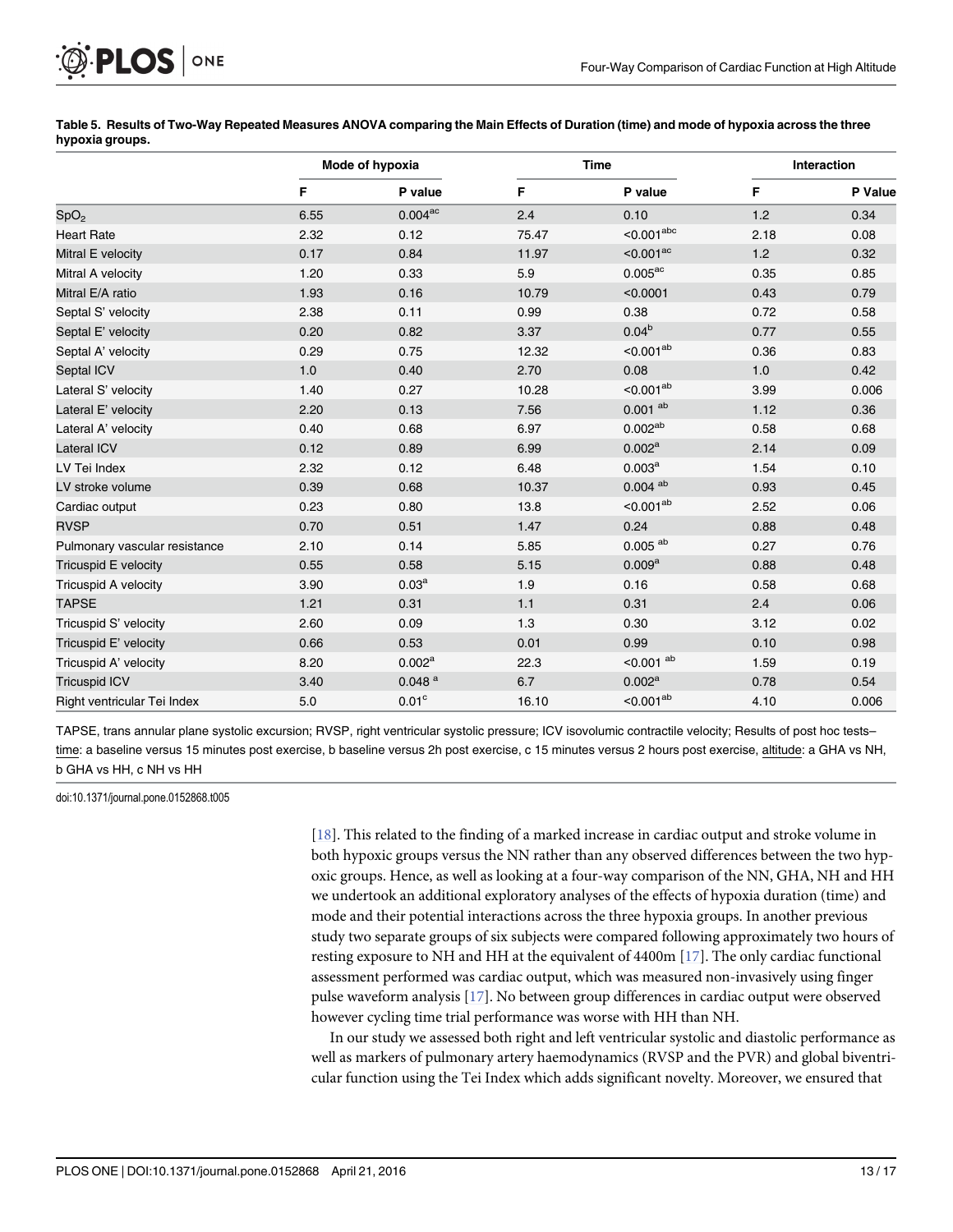**Table 5. Results of Two-Way Repeated Measures ANOVA comparing the Main Effects of Duration (time) and mode of hypoxia across the three hypoxia groups.**

| | Mode of hypoxia | | Time | | Interaction | |
|---|---|---|---|---|---|---|
| | F | P value | F | P value | F | P Value |
| $SpO_2$ | 6.55 | 0.004[ac] | 2.4 | 0.10 | 1.2 | 0.34 |
| Heart Rate | 2.32 | 0.12 | 75.47 | <0.001[abc] | 2.18 | 0.08 |
| Mitral E velocity | 0.17 | 0.84 | 11.97 | <0.001[ac] | 1.2 | 0.32 |
| Mitral A velocity | 1.20 | 0.33 | 5.9 | 0.005[ac] | 0.35 | 0.85 |
| Mitral E/A ratio | 1.93 | 0.16 | 10.79 | <0.0001 | 0.43 | 0.79 |
| Septal S' velocity | 2.38 | 0.11 | 0.99 | 0.38 | 0.72 | 0.58 |
| Septal E' velocity | 0.20 | 0.82 | 3.37 | 0.04[b] | 0.77 | 0.55 |
| Septal A' velocity | 0.29 | 0.75 | 12.32 | <0.001[ab] | 0.36 | 0.83 |
| Septal ICV | 1.0 | 0.40 | 2.70 | 0.08 | 1.0 | 0.42 |
| Lateral S' velocity | 1.40 | 0.27 | 10.28 | <0.001[ab] | 3.99 | 0.006 |
| Lateral E' velocity | 2.20 | 0.13 | 7.56 | 0.001 [ab] | 1.12 | 0.36 |
| Lateral A' velocity | 0.40 | 0.68 | 6.97 | 0.002[ab] | 0.58 | 0.68 |
| Lateral ICV | 0.12 | 0.89 | 6.99 | 0.002[a] | 2.14 | 0.09 |
| LV Tei Index | 2.32 | 0.12 | 6.48 | 0.003[a] | 1.54 | 0.10 |
| LV stroke volume | 0.39 | 0.68 | 10.37 | 0.004 [ab] | 0.93 | 0.45 |
| Cardiac output | 0.23 | 0.80 | 13.8 | <0.001[ab] | 2.52 | 0.06 |
| RVSP | 0.70 | 0.51 | 1.47 | 0.24 | 0.88 | 0.48 |
| Pulmonary vascular resistance | 2.10 | 0.14 | 5.85 | 0.005 [ab] | 0.27 | 0.76 |
| Tricuspid E velocity | 0.55 | 0.58 | 5.15 | 0.009[a] | 0.88 | 0.48 |
| Tricuspid A velocity | 3.90 | 0.03[a] | 1.9 | 0.16 | 0.58 | 0.68 |
| TAPSE | 1.21 | 0.31 | 1.1 | 0.31 | 2.4 | 0.06 |
| Tricuspid S' velocity | 2.60 | 0.09 | 1.3 | 0.30 | 3.12 | 0.02 |
| Tricuspid E' velocity | 0.66 | 0.53 | 0.01 | 0.99 | 0.10 | 0.98 |
| Tricuspid A' velocity | 8.20 | 0.002[a] | 22.3 | <0.001 [ab] | 1.59 | 0.19 |
| Tricuspid ICV | 3.40 | 0.048 [a] | 6.7 | 0.002[a] | 0.78 | 0.54 |
| Right ventricular Tei Index | 5.0 | 0.01[c] | 16.10 | <0.001[ab] | 4.10 | 0.006 |

TAPSE, trans annular plane systolic excursion; RVSP, right ventricular systolic pressure; ICV isovolumic contractile velocity; Results of post hoc tests– time: a baseline versus 15 minutes post exercise, b baseline versus 2h post exercise, c 15 minutes versus 2 hours post exercise, altitude: a GHA vs NH, b GHA vs HH, c NH vs HH

doi:10.1371/journal.pone.0152868.t005

[18]. This related to the finding of a marked increase in cardiac output and stroke volume in both hypoxic groups versus the NN rather than any observed differences between the two hypoxic groups. Hence, as well as looking at a four-way comparison of the NN, GHA, NH and HH we undertook an additional exploratory analyses of the effects of hypoxia duration (time) and mode and their potential interactions across the three hypoxia groups. In another previous study two separate groups of six subjects were compared following approximately two hours of resting exposure to NH and HH at the equivalent of 4400m [17]. The only cardiac functional assessment performed was cardiac output, which was measured non-invasively using finger pulse waveform analysis [17]. No between group differences in cardiac output were observed however cycling time trial performance was worse with HH than NH.

In our study we assessed both right and left ventricular systolic and diastolic performance as well as markers of pulmonary artery haemodynamics (RVSP and the PVR) and global biventricular function using the Tei Index which adds significant novelty. Moreover, we ensured that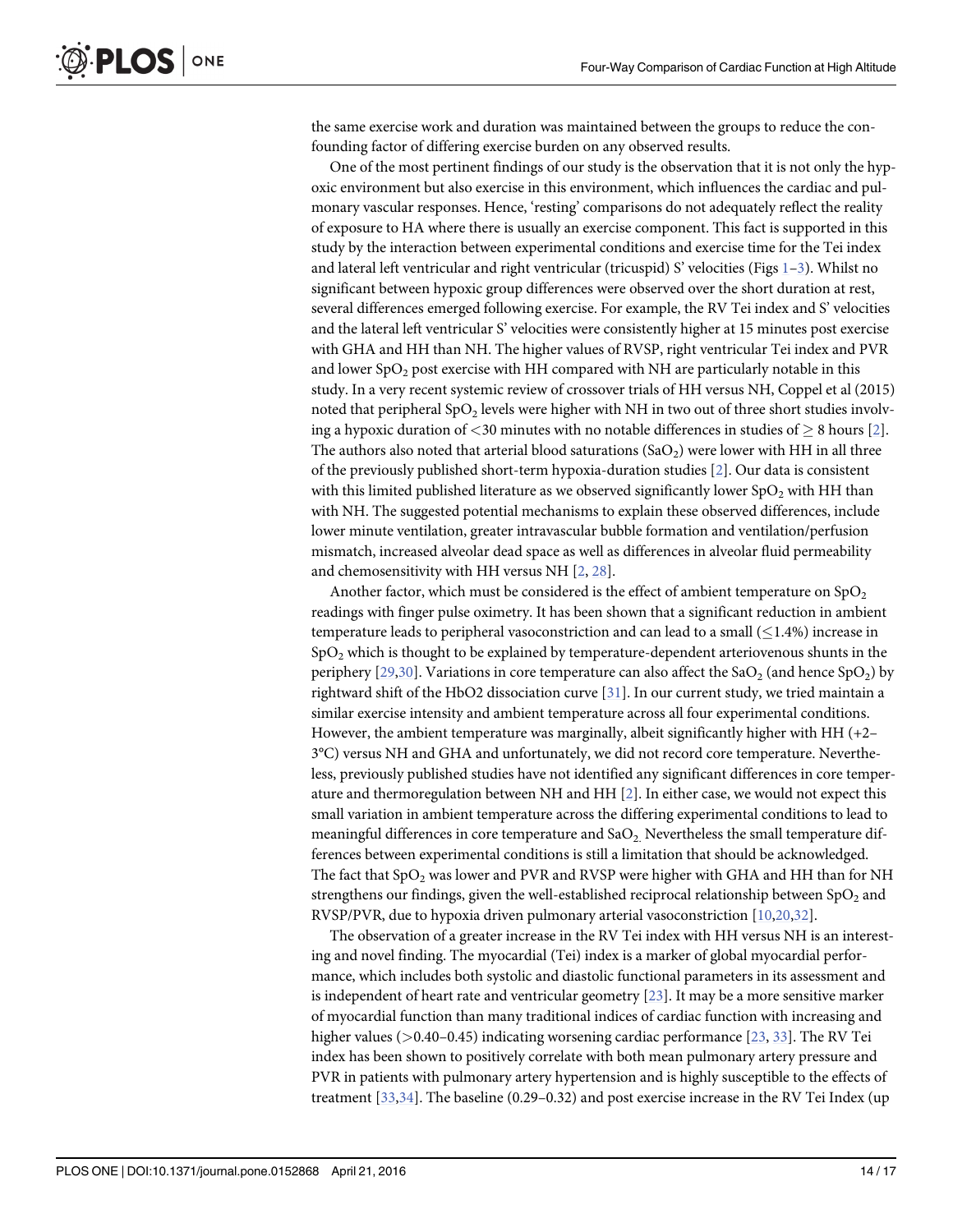the same exercise work and duration was maintained between the groups to reduce the confounding factor of differing exercise burden on any observed results.

One of the most pertinent findings of our study is the observation that it is not only the hypoxic environment but also exercise in this environment, which influences the cardiac and pulmonary vascular responses. Hence, 'resting' comparisons do not adequately reflect the reality of exposure to HA where there is usually an exercise component. This fact is supported in this study by the interaction between experimental conditions and exercise time for the Tei index and lateral left ventricular and right ventricular (tricuspid) S' velocities (Figs 1–3). Whilst no significant between hypoxic group differences were observed over the short duration at rest, several differences emerged following exercise. For example, the RV Tei index and S' velocities and the lateral left ventricular S' velocities were consistently higher at 15 minutes post exercise with GHA and HH than NH. The higher values of RVSP, right ventricular Tei index and PVR and lower $SpO_2$ post exercise with HH compared with NH are particularly notable in this study. In a very recent systemic review of crossover trials of HH versus NH, Coppel et al (2015) noted that peripheral $SpO_2$ levels were higher with NH in two out of three short studies involving a hypoxic duration of $<30$ minutes with no notable differences in studies of $\geq 8$ hours [2]. The authors also noted that arterial blood saturations ($SaO_2$) were lower with HH in all three of the previously published short-term hypoxia-duration studies [2]. Our data is consistent with this limited published literature as we observed significantly lower $SpO_2$ with HH than with NH. The suggested potential mechanisms to explain these observed differences, include lower minute ventilation, greater intravascular bubble formation and ventilation/perfusion mismatch, increased alveolar dead space as well as differences in alveolar fluid permeability and chemosensitivity with HH versus NH [2, 28].

Another factor, which must be considered is the effect of ambient temperature on $SpO_2$ readings with finger pulse oximetry. It has been shown that a significant reduction in ambient temperature leads to peripheral vasoconstriction and can lead to a small ($\leq$1.4%) increase in $SpO_2$ which is thought to be explained by temperature-dependent arteriovenous shunts in the periphery [29,30]. Variations in core temperature can also affect the $SaO_2$ (and hence $SpO_2$) by rightward shift of the HbO2 dissociation curve [31]. In our current study, we tried maintain a similar exercise intensity and ambient temperature across all four experimental conditions. However, the ambient temperature was marginally, albeit significantly higher with HH (+2–3°C) versus NH and GHA and unfortunately, we did not record core temperature. Nevertheless, previously published studies have not identified any significant differences in core temperature and thermoregulation between NH and HH [2]. In either case, we would not expect this small variation in ambient temperature across the differing experimental conditions to lead to meaningful differences in core temperature and $SaO_2$. Nevertheless the small temperature differences between experimental conditions is still a limitation that should be acknowledged. The fact that $SpO_2$ was lower and PVR and RVSP were higher with GHA and HH than for NH strengthens our findings, given the well-established reciprocal relationship between $SpO_2$ and RVSP/PVR, due to hypoxia driven pulmonary arterial vasoconstriction [10,20,32].

The observation of a greater increase in the RV Tei index with HH versus NH is an interesting and novel finding. The myocardial (Tei) index is a marker of global myocardial performance, which includes both systolic and diastolic functional parameters in its assessment and is independent of heart rate and ventricular geometry [23]. It may be a more sensitive marker of myocardial function than many traditional indices of cardiac function with increasing and higher values (>0.40–0.45) indicating worsening cardiac performance [23, 33]. The RV Tei index has been shown to positively correlate with both mean pulmonary artery pressure and PVR in patients with pulmonary artery hypertension and is highly susceptible to the effects of treatment [33,34]. The baseline (0.29–0.32) and post exercise increase in the RV Tei Index (up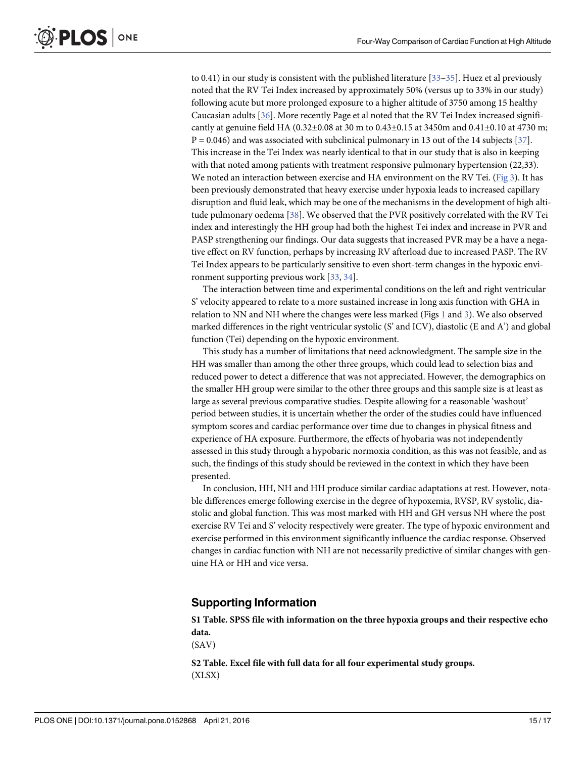to 0.41) in our study is consistent with the published literature [33–35]. Huez et al previously noted that the RV Tei Index increased by approximately 50% (versus up to 33% in our study) following acute but more prolonged exposure to a higher altitude of 3750 among 15 healthy Caucasian adults [36]. More recently Page et al noted that the RV Tei Index increased significantly at genuine field HA (0.32±0.08 at 30 m to 0.43±0.15 at 3450m and 0.41±0.10 at 4730 m; P = 0.046) and was associated with subclinical pulmonary in 13 out of the 14 subjects [37]. This increase in the Tei Index was nearly identical to that in our study that is also in keeping with that noted among patients with treatment responsive pulmonary hypertension (22,33). We noted an interaction between exercise and HA environment on the RV Tei. (Fig 3). It has been previously demonstrated that heavy exercise under hypoxia leads to increased capillary disruption and fluid leak, which may be one of the mechanisms in the development of high altitude pulmonary oedema [38]. We observed that the PVR positively correlated with the RV Tei index and interestingly the HH group had both the highest Tei index and increase in PVR and PASP strengthening our findings. Our data suggests that increased PVR may be a have a negative effect on RV function, perhaps by increasing RV afterload due to increased PASP. The RV Tei Index appears to be particularly sensitive to even short-term changes in the hypoxic environment supporting previous work [33, 34].

The interaction between time and experimental conditions on the left and right ventricular S' velocity appeared to relate to a more sustained increase in long axis function with GHA in relation to NN and NH where the changes were less marked (Figs 1 and 3). We also observed marked differences in the right ventricular systolic (S' and ICV), diastolic (E and A') and global function (Tei) depending on the hypoxic environment.

This study has a number of limitations that need acknowledgment. The sample size in the HH was smaller than among the other three groups, which could lead to selection bias and reduced power to detect a difference that was not appreciated. However, the demographics on the smaller HH group were similar to the other three groups and this sample size is at least as large as several previous comparative studies. Despite allowing for a reasonable 'washout' period between studies, it is uncertain whether the order of the studies could have influenced symptom scores and cardiac performance over time due to changes in physical fitness and experience of HA exposure. Furthermore, the effects of hyobaria was not independently assessed in this study through a hypobaric normoxia condition, as this was not feasible, and as such, the findings of this study should be reviewed in the context in which they have been presented.

In conclusion, HH, NH and HH produce similar cardiac adaptations at rest. However, notable differences emerge following exercise in the degree of hypoxemia, RVSP, RV systolic, diastolic and global function. This was most marked with HH and GH versus NH where the post exercise RV Tei and S' velocity respectively were greater. The type of hypoxic environment and exercise performed in this environment significantly influence the cardiac response. Observed changes in cardiac function with NH are not necessarily predictive of similar changes with genuine HA or HH and vice versa.

## Supporting Information

**S1 Table. SPSS file with information on the three hypoxia groups and their respective echo data.**
(SAV)

**S2 Table. Excel file with full data for all four experimental study groups.**
(XLSX)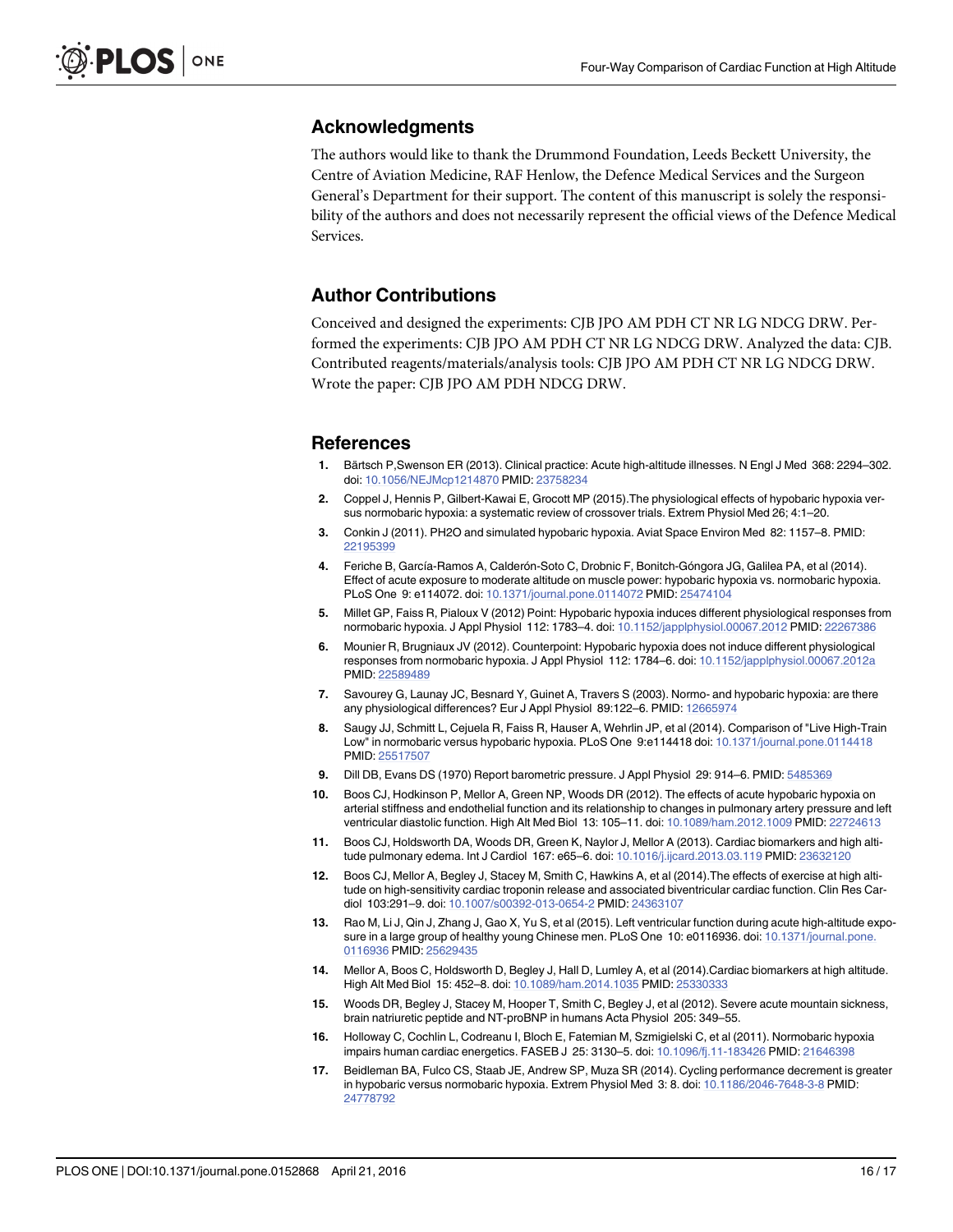## Acknowledgments

The authors would like to thank the Drummond Foundation, Leeds Beckett University, the Centre of Aviation Medicine, RAF Henlow, the Defence Medical Services and the Surgeon General's Department for their support. The content of this manuscript is solely the responsibility of the authors and does not necessarily represent the official views of the Defence Medical Services.

## Author Contributions

Conceived and designed the experiments: CJB JPO AM PDH CT NR LG NDCG DRW. Performed the experiments: CJB JPO AM PDH CT NR LG NDCG DRW. Analyzed the data: CJB. Contributed reagents/materials/analysis tools: CJB JPO AM PDH CT NR LG NDCG DRW. Wrote the paper: CJB JPO AM PDH NDCG DRW.

## References

1. Bärtsch P,Swenson ER (2013). Clinical practice: Acute high-altitude illnesses. N Engl J Med 368: 2294–302. doi: 10.1056/NEJMcp1214870 PMID: 23758234
2. Coppel J, Hennis P, Gilbert-Kawai E, Grocott MP (2015).The physiological effects of hypobaric hypoxia versus normobaric hypoxia: a systematic review of crossover trials. Extrem Physiol Med 26; 4:1–20.
3. Conkin J (2011). PH2O and simulated hypobaric hypoxia. Aviat Space Environ Med 82: 1157–8. PMID: 22195399
4. Feriche B, García-Ramos A, Calderón-Soto C, Drobnic F, Bonitch-Góngora JG, Galilea PA, et al (2014). Effect of acute exposure to moderate altitude on muscle power: hypobaric hypoxia vs. normobaric hypoxia. PLoS One 9: e114072. doi: 10.1371/journal.pone.0114072 PMID: 25474104
5. Millet GP, Faiss R, Pialoux V (2012) Point: Hypobaric hypoxia induces different physiological responses from normobaric hypoxia. J Appl Physiol 112: 1783–4. doi: 10.1152/japplphysiol.00067.2012 PMID: 22267386
6. Mounier R, Brugniaux JV (2012). Counterpoint: Hypobaric hypoxia does not induce different physiological responses from normobaric hypoxia. J Appl Physiol 112: 1784–6. doi: 10.1152/japplphysiol.00067.2012a PMID: 22589489
7. Savourey G, Launay JC, Besnard Y, Guinet A, Travers S (2003). Normo- and hypobaric hypoxia: are there any physiological differences? Eur J Appl Physiol 89:122–6. PMID: 12665974
8. Saugy JJ, Schmitt L, Cejuela R, Faiss R, Hauser A, Wehrlin JP, et al (2014). Comparison of "Live High-Train Low" in normobaric versus hypobaric hypoxia. PLoS One 9:e114418 doi: 10.1371/journal.pone.0114418 PMID: 25517507
9. Dill DB, Evans DS (1970) Report barometric pressure. J Appl Physiol 29: 914–6. PMID: 5485369
10. Boos CJ, Hodkinson P, Mellor A, Green NP, Woods DR (2012). The effects of acute hypobaric hypoxia on arterial stiffness and endothelial function and its relationship to changes in pulmonary artery pressure and left ventricular diastolic function. High Alt Med Biol 13: 105–11. doi: 10.1089/ham.2012.1009 PMID: 22724613
11. Boos CJ, Holdsworth DA, Woods DR, Green K, Naylor J, Mellor A (2013). Cardiac biomarkers and high altitude pulmonary edema. Int J Cardiol 167: e65–6. doi: 10.1016/j.ijcard.2013.03.119 PMID: 23632120
12. Boos CJ, Mellor A, Begley J, Stacey M, Smith C, Hawkins A, et al (2014).The effects of exercise at high altitude on high-sensitivity cardiac troponin release and associated biventricular cardiac function. Clin Res Cardiol 103:291–9. doi: 10.1007/s00392-013-0654-2 PMID: 24363107
13. Rao M, Li J, Qin J, Zhang J, Gao X, Yu S, et al (2015). Left ventricular function during acute high-altitude exposure in a large group of healthy young Chinese men. PLoS One 10: e0116936. doi: 10.1371/journal.pone.0116936 PMID: 25629435
14. Mellor A, Boos C, Holdsworth D, Begley J, Hall D, Lumley A, et al (2014).Cardiac biomarkers at high altitude. High Alt Med Biol 15: 452–8. doi: 10.1089/ham.2014.1035 PMID: 25330333
15. Woods DR, Begley J, Stacey M, Hooper T, Smith C, Begley J, et al (2012). Severe acute mountain sickness, brain natriuretic peptide and NT-proBNP in humans Acta Physiol 205: 349–55.
16. Holloway C, Cochlin L, Codreanu I, Bloch E, Fatemian M, Szmigielski C, et al (2011). Normobaric hypoxia impairs human cardiac energetics. FASEB J 25: 3130–5. doi: 10.1096/fj.11-183426 PMID: 21646398
17. Beidleman BA, Fulco CS, Staab JE, Andrew SP, Muza SR (2014). Cycling performance decrement is greater in hypobaric versus normobaric hypoxia. Extrem Physiol Med 3: 8. doi: 10.1186/2046-7648-3-8 PMID: 24778792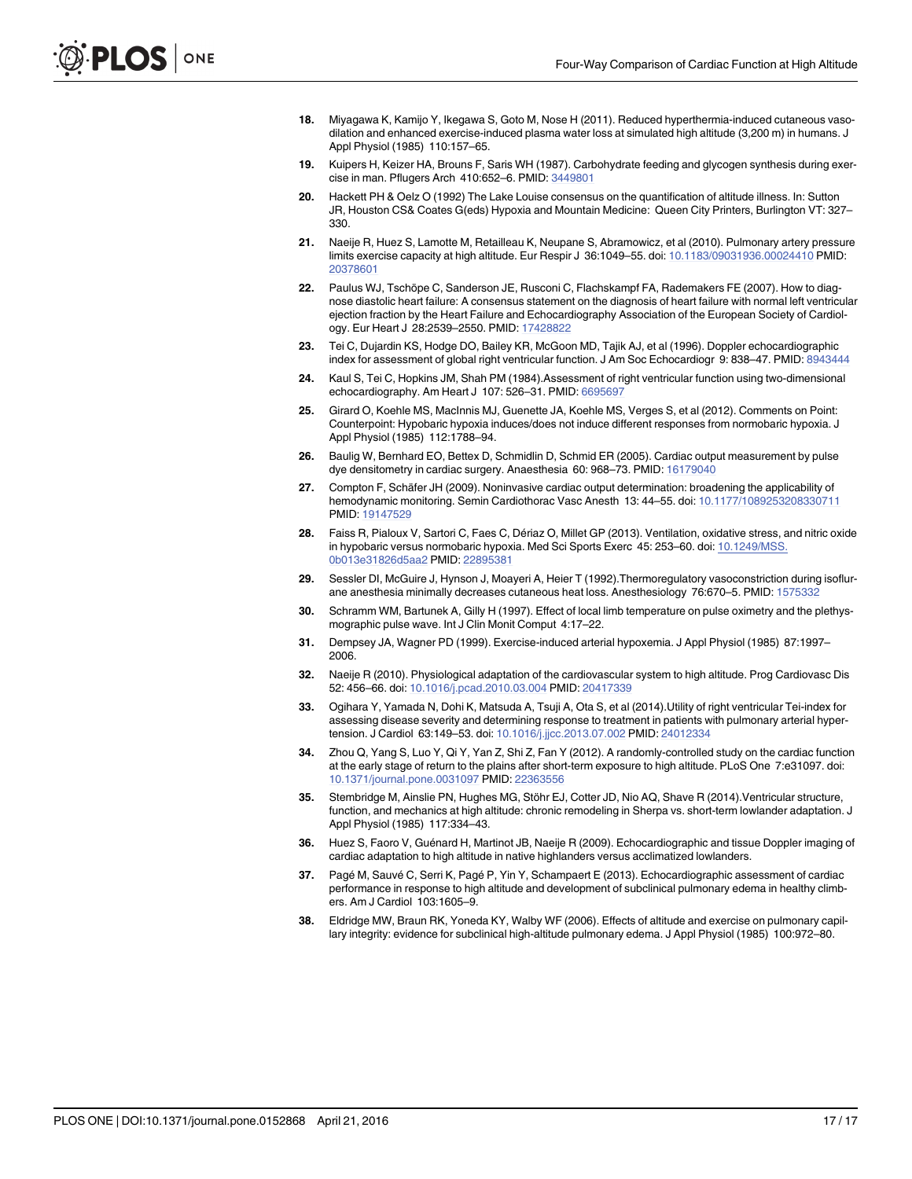18. Miyagawa K, Kamijo Y, Ikegawa S, Goto M, Nose H (2011). Reduced hyperthermia-induced cutaneous vasodilation and enhanced exercise-induced plasma water loss at simulated high altitude (3,200 m) in humans. J Appl Physiol (1985) 110:157–65.
19. Kuipers H, Keizer HA, Brouns F, Saris WH (1987). Carbohydrate feeding and glycogen synthesis during exercise in man. Pflugers Arch 410:652–6. PMID: 3449801
20. Hackett PH & Oelz O (1992) The Lake Louise consensus on the quantification of altitude illness. In: Sutton JR, Houston CS& Coates G(eds) Hypoxia and Mountain Medicine: Queen City Printers, Burlington VT: 327–330.
21. Naeije R, Huez S, Lamotte M, Retailleau K, Neupane S, Abramowicz, et al (2010). Pulmonary artery pressure limits exercise capacity at high altitude. Eur Respir J 36:1049–55. doi: 10.1183/09031936.00024410 PMID: 20378601
22. Paulus WJ, Tschöpe C, Sanderson JE, Rusconi C, Flachskampf FA, Rademakers FE (2007). How to diagnose diastolic heart failure: A consensus statement on the diagnosis of heart failure with normal left ventricular ejection fraction by the Heart Failure and Echocardiography Association of the European Society of Cardiology. Eur Heart J 28:2539–2550. PMID: 17428822
23. Tei C, Dujardin KS, Hodge DO, Bailey KR, McGoon MD, Tajik AJ, et al (1996). Doppler echocardiographic index for assessment of global right ventricular function. J Am Soc Echocardiogr 9: 838–47. PMID: 8943444
24. Kaul S, Tei C, Hopkins JM, Shah PM (1984).Assessment of right ventricular function using two-dimensional echocardiography. Am Heart J 107: 526–31. PMID: 6695697
25. Girard O, Koehle MS, MacInnis MJ, Guenette JA, Koehle MS, Verges S, et al (2012). Comments on Point: Counterpoint: Hypobaric hypoxia induces/does not induce different responses from normobaric hypoxia. J Appl Physiol (1985) 112:1788–94.
26. Baulig W, Bernhard EO, Bettex D, Schmidlin D, Schmid ER (2005). Cardiac output measurement by pulse dye densitometry in cardiac surgery. Anaesthesia 60: 968–73. PMID: 16179040
27. Compton F, Schäfer JH (2009). Noninvasive cardiac output determination: broadening the applicability of hemodynamic monitoring. Semin Cardiothorac Vasc Anesth 13: 44–55. doi: 10.1177/1089253208330711 PMID: 19147529
28. Faiss R, Pialoux V, Sartori C, Faes C, Dériaz O, Millet GP (2013). Ventilation, oxidative stress, and nitric oxide in hypobaric versus normobaric hypoxia. Med Sci Sports Exerc 45: 253–60. doi: 10.1249/MSS.0b013e31826d5aa2 PMID: 22895381
29. Sessler DI, McGuire J, Hynson J, Moayeri A, Heier T (1992).Thermoregulatory vasoconstriction during isoflurane anesthesia minimally decreases cutaneous heat loss. Anesthesiology 76:670–5. PMID: 1575332
30. Schramm WM, Bartunek A, Gilly H (1997). Effect of local limb temperature on pulse oximetry and the plethysmographic pulse wave. Int J Clin Monit Comput 4:17–22.
31. Dempsey JA, Wagner PD (1999). Exercise-induced arterial hypoxemia. J Appl Physiol (1985) 87:1997–2006.
32. Naeije R (2010). Physiological adaptation of the cardiovascular system to high altitude. Prog Cardiovasc Dis 52: 456–66. doi: 10.1016/j.pcad.2010.03.004 PMID: 20417339
33. Ogihara Y, Yamada N, Dohi K, Matsuda A, Tsuji A, Ota S, et al (2014).Utility of right ventricular Tei-index for assessing disease severity and determining response to treatment in patients with pulmonary arterial hypertension. J Cardiol 63:149–53. doi: 10.1016/j.jjcc.2013.07.002 PMID: 24012334
34. Zhou Q, Yang S, Luo Y, Qi Y, Yan Z, Shi Z, Fan Y (2012). A randomly-controlled study on the cardiac function at the early stage of return to the plains after short-term exposure to high altitude. PLoS One 7:e31097. doi: 10.1371/journal.pone.0031097 PMID: 22363556
35. Stembridge M, Ainslie PN, Hughes MG, Stöhr EJ, Cotter JD, Nio AQ, Shave R (2014).Ventricular structure, function, and mechanics at high altitude: chronic remodeling in Sherpa vs. short-term lowlander adaptation. J Appl Physiol (1985) 117:334–43.
36. Huez S, Faoro V, Guénard H, Martinot JB, Naeije R (2009). Echocardiographic and tissue Doppler imaging of cardiac adaptation to high altitude in native highlanders versus acclimatized lowlanders.
37. Pagé M, Sauvé C, Serri K, Pagé P, Yin Y, Schampaert E (2013). Echocardiographic assessment of cardiac performance in response to high altitude and development of subclinical pulmonary edema in healthy climbers. Am J Cardiol 103:1605–9.
38. Eldridge MW, Braun RK, Yoneda KY, Walby WF (2006). Effects of altitude and exercise on pulmonary capillary integrity: evidence for subclinical high-altitude pulmonary edema. J Appl Physiol (1985) 100:972–80.